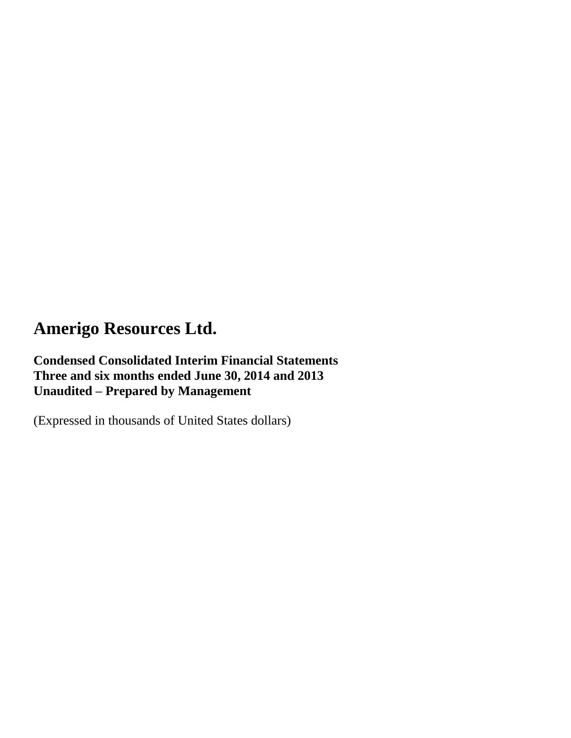# Amerigo Resources Ltd.

**Condensed Consolidated Interim Financial Statements**
**Three and six months ended June 30, 2014 and 2013**
**Unaudited – Prepared by Management**

(Expressed in thousands of United States dollars)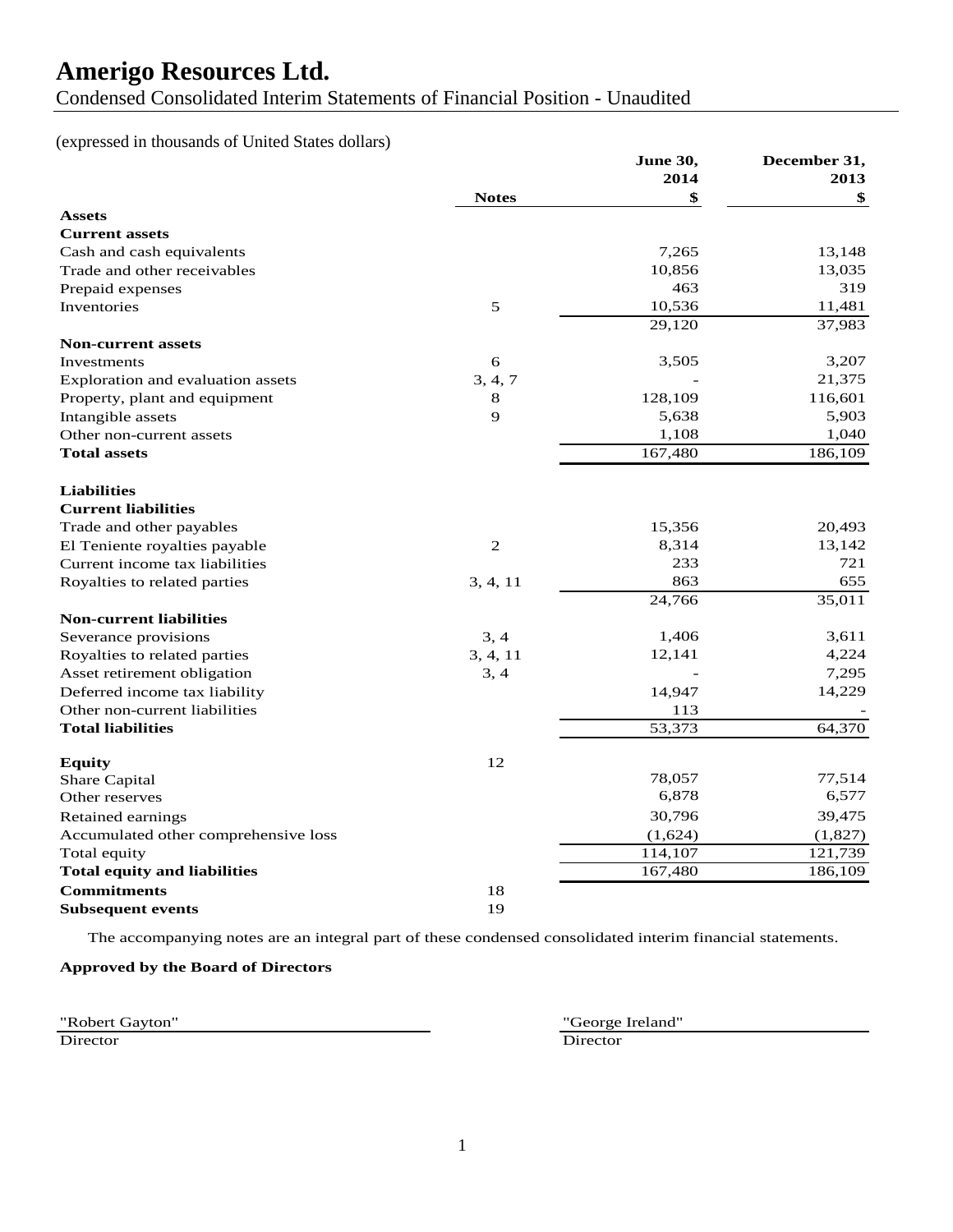# Amerigo Resources Ltd.

Condensed Consolidated Interim Statements of Financial Position - Unaudited

(expressed in thousands of United States dollars)

| | Notes | June 30, 2014 $ | December 31, 2013 $ |
|---|---|---|---|
| **Assets** | | | |
| **Current assets** | | | |
| Cash and cash equivalents | | 7,265 | 13,148 |
| Trade and other receivables | | 10,856 | 13,035 |
| Prepaid expenses | | 463 | 319 |
| Inventories | 5 | 10,536 | 11,481 |
| | | 29,120 | 37,983 |
| **Non-current assets** | | | |
| Investments | 6 | 3,505 | 3,207 |
| Exploration and evaluation assets | 3, 4, 7 | - | 21,375 |
| Property, plant and equipment | 8 | 128,109 | 116,601 |
| Intangible assets | 9 | 5,638 | 5,903 |
| Other non-current assets | | 1,108 | 1,040 |
| **Total assets** | | 167,480 | 186,109 |
| | | | |
| **Liabilities** | | | |
| **Current liabilities** | | | |
| Trade and other payables | | 15,356 | 20,493 |
| El Teniente royalties payable | 2 | 8,314 | 13,142 |
| Current income tax liabilities | | 233 | 721 |
| Royalties to related parties | 3, 4, 11 | 863 | 655 |
| | | 24,766 | 35,011 |
| **Non-current liabilities** | | | |
| Severance provisions | 3, 4 | 1,406 | 3,611 |
| Royalties to related parties | 3, 4, 11 | 12,141 | 4,224 |
| Asset retirement obligation | 3, 4 | - | 7,295 |
| Deferred income tax liability | | 14,947 | 14,229 |
| Other non-current liabilities | | 113 | - |
| **Total liabilities** | | 53,373 | 64,370 |
| | | | |
| **Equity** | 12 | | |
| Share Capital | | 78,057 | 77,514 |
| Other reserves | | 6,878 | 6,577 |
| Retained earnings | | 30,796 | 39,475 |
| Accumulated other comprehensive loss | | (1,624) | (1,827) |
| Total equity | | 114,107 | 121,739 |
| **Total equity and liabilities** | | 167,480 | 186,109 |
| **Commitments** | 18 | | |
| **Subsequent events** | 19 | | |

The accompanying notes are an integral part of these condensed consolidated interim financial statements.

**Approved by the Board of Directors**

"Robert Gayton"
Director

"George Ireland"
Director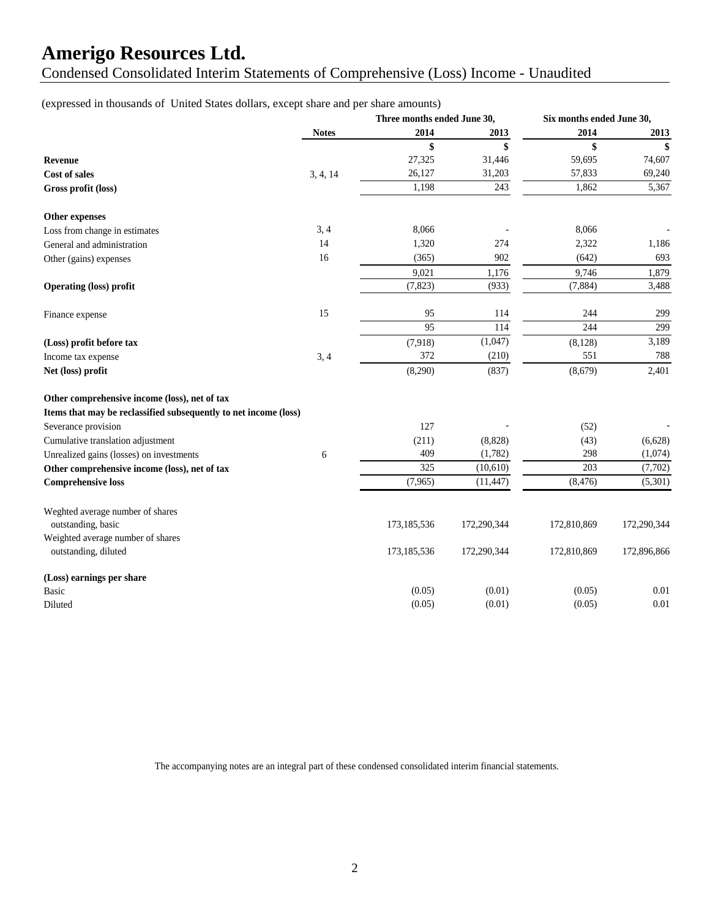# Amerigo Resources Ltd.

## Condensed Consolidated Interim Statements of Comprehensive (Loss) Income - Unaudited

(expressed in thousands of United States dollars, except share and per share amounts)

| | Notes | Three months ended June 30, 2014 | Three months ended June 30, 2013 | Six months ended June 30, 2014 | Six months ended June 30, 2013 |
|---|---|---|---|---|---|
| | | $ | $ | $ | $ |
| **Revenue** | | 27,325 | 31,446 | 59,695 | 74,607 |
| **Cost of sales** | 3, 4, 14 | 26,127 | 31,203 | 57,833 | 69,240 |
| **Gross profit (loss)** | | 1,198 | 243 | 1,862 | 5,367 |
| **Other expenses** | | | | | |
| Loss from change in estimates | 3, 4 | 8,066 | - | 8,066 | - |
| General and administration | 14 | 1,320 | 274 | 2,322 | 1,186 |
| Other (gains) expenses | 16 | (365) | 902 | (642) | 693 |
| | | 9,021 | 1,176 | 9,746 | 1,879 |
| **Operating (loss) profit** | | (7,823) | (933) | (7,884) | 3,488 |
| Finance expense | 15 | 95 | 114 | 244 | 299 |
| | | 95 | 114 | 244 | 299 |
| **(Loss) profit before tax** | | (7,918) | (1,047) | (8,128) | 3,189 |
| Income tax expense | 3, 4 | 372 | (210) | 551 | 788 |
| **Net (loss) profit** | | (8,290) | (837) | (8,679) | 2,401 |
| **Other comprehensive income (loss), net of tax** | | | | | |
| **Items that may be reclassified subsequently to net income (loss)** | | | | | |
| Severance provision | | 127 | - | (52) | - |
| Cumulative translation adjustment | | (211) | (8,828) | (43) | (6,628) |
| Unrealized gains (losses) on investments | 6 | 409 | (1,782) | 298 | (1,074) |
| **Other comprehensive income (loss), net of tax** | | 325 | (10,610) | 203 | (7,702) |
| **Comprehensive loss** | | (7,965) | (11,447) | (8,476) | (5,301) |
| Weghted average number of shares outstanding, basic | | 173,185,536 | 172,290,344 | 172,810,869 | 172,290,344 |
| Weighted average number of shares outstanding, diluted | | 173,185,536 | 172,290,344 | 172,810,869 | 172,896,866 |
| **(Loss) earnings per share** | | | | | |
| Basic | | (0.05) | (0.01) | (0.05) | 0.01 |
| Diluted | | (0.05) | (0.01) | (0.05) | 0.01 |

The accompanying notes are an integral part of these condensed consolidated interim financial statements.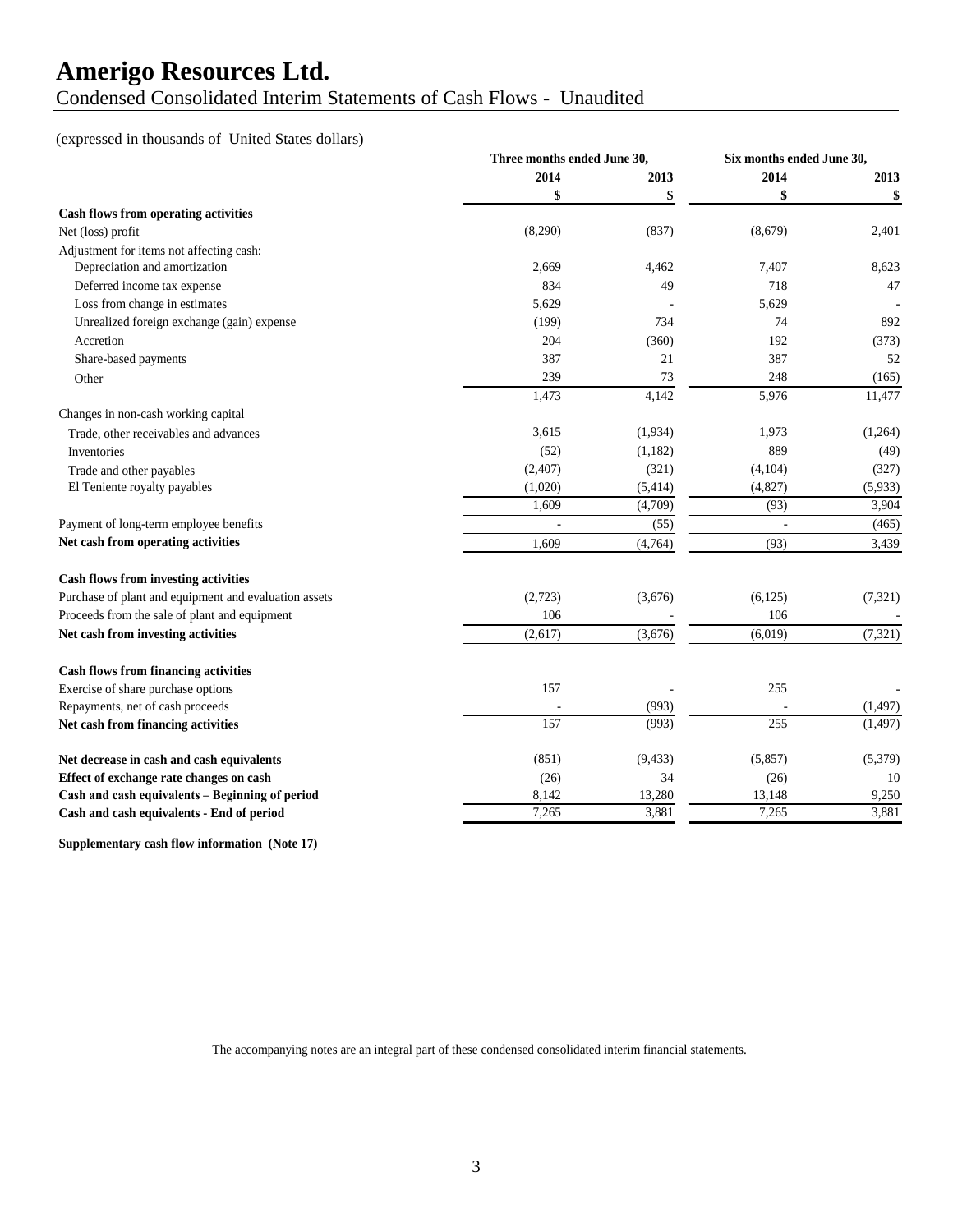# Amerigo Resources Ltd.

Condensed Consolidated Interim Statements of Cash Flows - Unaudited

(expressed in thousands of United States dollars)

| | Three months ended June 30, | | Six months ended June 30, | |
|---|---|---|---|---|
| | 2014 | 2013 | 2014 | 2013 |
| | $ | $ | $ | $ |
| **Cash flows from operating activities** | | | | |
| Net (loss) profit | (8,290) | (837) | (8,679) | 2,401 |
| Adjustment for items not affecting cash: | | | | |
| Depreciation and amortization | 2,669 | 4,462 | 7,407 | 8,623 |
| Deferred income tax expense | 834 | 49 | 718 | 47 |
| Loss from change in estimates | 5,629 | - | 5,629 | - |
| Unrealized foreign exchange (gain) expense | (199) | 734 | 74 | 892 |
| Accretion | 204 | (360) | 192 | (373) |
| Share-based payments | 387 | 21 | 387 | 52 |
| Other | 239 | 73 | 248 | (165) |
| | 1,473 | 4,142 | 5,976 | 11,477 |
| Changes in non-cash working capital | | | | |
| Trade, other receivables and advances | 3,615 | (1,934) | 1,973 | (1,264) |
| Inventories | (52) | (1,182) | 889 | (49) |
| Trade and other payables | (2,407) | (321) | (4,104) | (327) |
| El Teniente royalty payables | (1,020) | (5,414) | (4,827) | (5,933) |
| | 1,609 | (4,709) | (93) | 3,904 |
| Payment of long-term employee benefits | - | (55) | - | (465) |
| **Net cash from operating activities** | 1,609 | (4,764) | (93) | 3,439 |
| **Cash flows from investing activities** | | | | |
| Purchase of plant and equipment and evaluation assets | (2,723) | (3,676) | (6,125) | (7,321) |
| Proceeds from the sale of plant and equipment | 106 | - | 106 | - |
| **Net cash from investing activities** | (2,617) | (3,676) | (6,019) | (7,321) |
| **Cash flows from financing activities** | | | | |
| Exercise of share purchase options | 157 | - | 255 | - |
| Repayments, net of cash proceeds | - | (993) | - | (1,497) |
| **Net cash from financing activities** | 157 | (993) | 255 | (1,497) |
| **Net decrease in cash and cash equivalents** | (851) | (9,433) | (5,857) | (5,379) |
| **Effect of exchange rate changes on cash** | (26) | 34 | (26) | 10 |
| **Cash and cash equivalents – Beginning of period** | 8,142 | 13,280 | 13,148 | 9,250 |
| **Cash and cash equivalents - End of period** | 7,265 | 3,881 | 7,265 | 3,881 |

**Supplementary cash flow information (Note 17)**

The accompanying notes are an integral part of these condensed consolidated interim financial statements.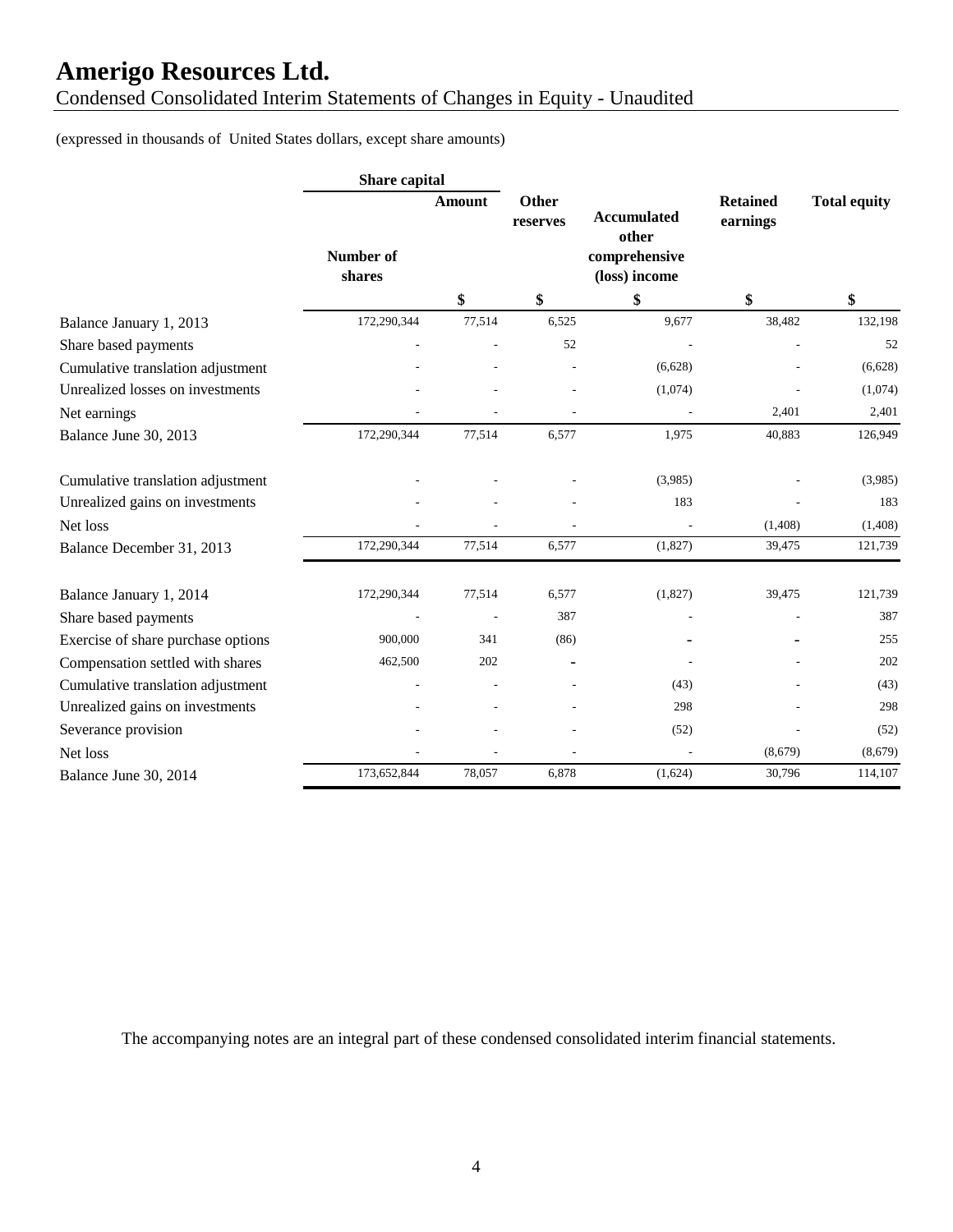# Amerigo Resources Ltd.

Condensed Consolidated Interim Statements of Changes in Equity - Unaudited

(expressed in thousands of United States dollars, except share amounts)

| | Share capital | | | | | |
|---|---|---|---|---|---|---|
| | Number of shares | Amount | Other reserves | Accumulated other comprehensive (loss) income | Retained earnings | Total equity |
| | | $ | $ | $ | $ | $ |
| Balance January 1, 2013 | 172,290,344 | 77,514 | 6,525 | 9,677 | 38,482 | 132,198 |
| Share based payments | - | - | 52 | - | - | 52 |
| Cumulative translation adjustment | - | - | - | (6,628) | - | (6,628) |
| Unrealized losses on investments | - | - | - | (1,074) | - | (1,074) |
| Net earnings | - | - | - | - | 2,401 | 2,401 |
| Balance June 30, 2013 | 172,290,344 | 77,514 | 6,577 | 1,975 | 40,883 | 126,949 |
| Cumulative translation adjustment | - | - | - | (3,985) | - | (3,985) |
| Unrealized gains on investments | - | - | - | 183 | - | 183 |
| Net loss | - | - | - | - | (1,408) | (1,408) |
| Balance December 31, 2013 | 172,290,344 | 77,514 | 6,577 | (1,827) | 39,475 | 121,739 |
| Balance January 1, 2014 | 172,290,344 | 77,514 | 6,577 | (1,827) | 39,475 | 121,739 |
| Share based payments | - | - | 387 | - | - | 387 |
| Exercise of share purchase options | 900,000 | 341 | (86) | - | - | 255 |
| Compensation settled with shares | 462,500 | 202 | - | - | - | 202 |
| Cumulative translation adjustment | - | - | - | (43) | - | (43) |
| Unrealized gains on investments | - | - | - | 298 | - | 298 |
| Severance provision | - | - | - | (52) | - | (52) |
| Net loss | - | - | - | - | (8,679) | (8,679) |
| Balance June 30, 2014 | 173,652,844 | 78,057 | 6,878 | (1,624) | 30,796 | 114,107 |

The accompanying notes are an integral part of these condensed consolidated interim financial statements.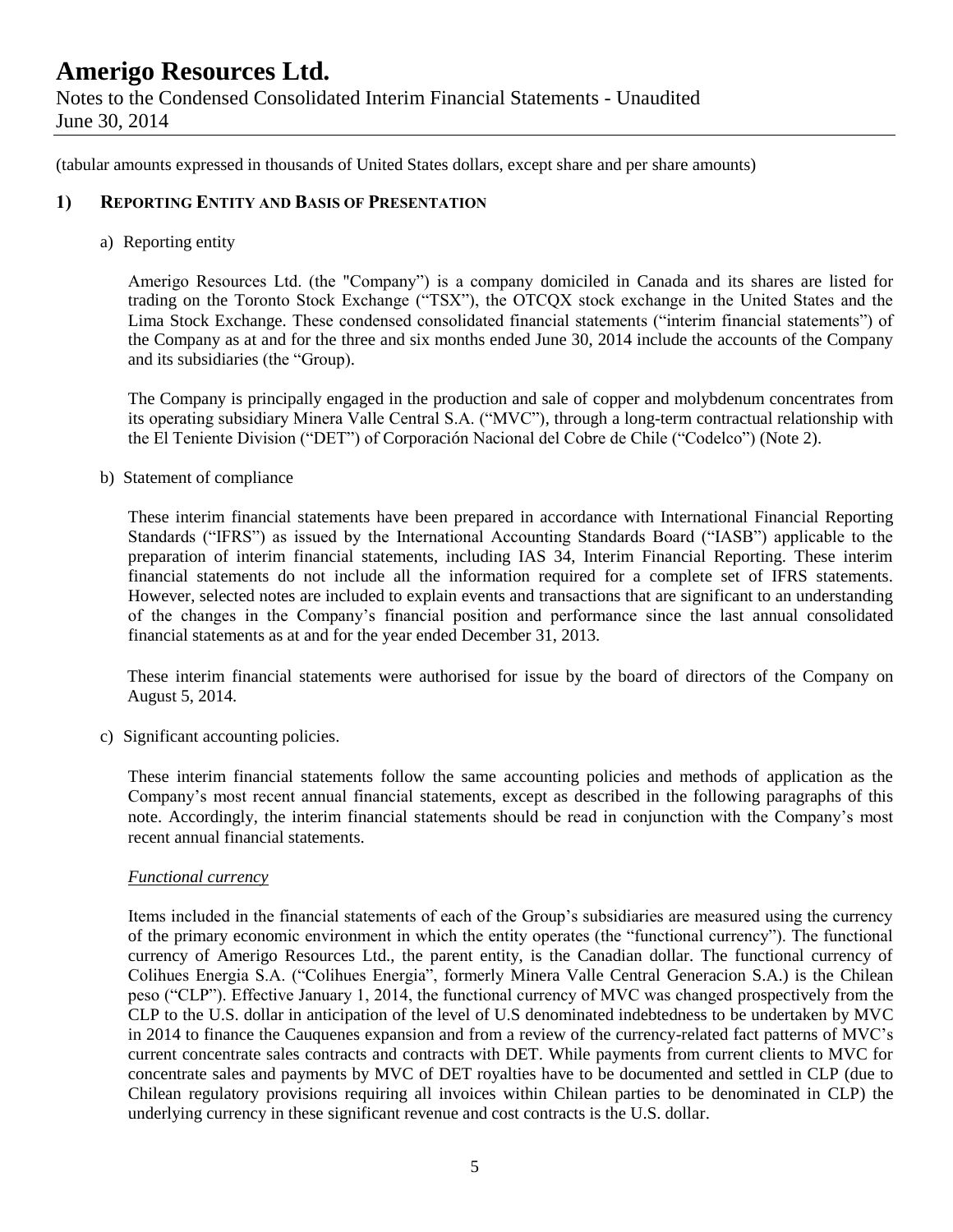(tabular amounts expressed in thousands of United States dollars, except share and per share amounts)

## 1) REPORTING ENTITY AND BASIS OF PRESENTATION

a) Reporting entity

Amerigo Resources Ltd. (the "Company") is a company domiciled in Canada and its shares are listed for trading on the Toronto Stock Exchange ("TSX"), the OTCQX stock exchange in the United States and the Lima Stock Exchange. These condensed consolidated financial statements ("interim financial statements") of the Company as at and for the three and six months ended June 30, 2014 include the accounts of the Company and its subsidiaries (the "Group).

The Company is principally engaged in the production and sale of copper and molybdenum concentrates from its operating subsidiary Minera Valle Central S.A. ("MVC"), through a long-term contractual relationship with the El Teniente Division ("DET") of Corporación Nacional del Cobre de Chile ("Codelco") (Note 2).

b) Statement of compliance

These interim financial statements have been prepared in accordance with International Financial Reporting Standards ("IFRS") as issued by the International Accounting Standards Board ("IASB") applicable to the preparation of interim financial statements, including IAS 34, Interim Financial Reporting. These interim financial statements do not include all the information required for a complete set of IFRS statements. However, selected notes are included to explain events and transactions that are significant to an understanding of the changes in the Company's financial position and performance since the last annual consolidated financial statements as at and for the year ended December 31, 2013.

These interim financial statements were authorised for issue by the board of directors of the Company on August 5, 2014.

c) Significant accounting policies.

These interim financial statements follow the same accounting policies and methods of application as the Company's most recent annual financial statements, except as described in the following paragraphs of this note. Accordingly, the interim financial statements should be read in conjunction with the Company's most recent annual financial statements.

*Functional currency*

Items included in the financial statements of each of the Group's subsidiaries are measured using the currency of the primary economic environment in which the entity operates (the "functional currency"). The functional currency of Amerigo Resources Ltd., the parent entity, is the Canadian dollar. The functional currency of Colihues Energia S.A. ("Colihues Energia", formerly Minera Valle Central Generacion S.A.) is the Chilean peso ("CLP"). Effective January 1, 2014, the functional currency of MVC was changed prospectively from the CLP to the U.S. dollar in anticipation of the level of U.S denominated indebtedness to be undertaken by MVC in 2014 to finance the Cauquenes expansion and from a review of the currency-related fact patterns of MVC's current concentrate sales contracts and contracts with DET. While payments from current clients to MVC for concentrate sales and payments by MVC of DET royalties have to be documented and settled in CLP (due to Chilean regulatory provisions requiring all invoices within Chilean parties to be denominated in CLP) the underlying currency in these significant revenue and cost contracts is the U.S. dollar.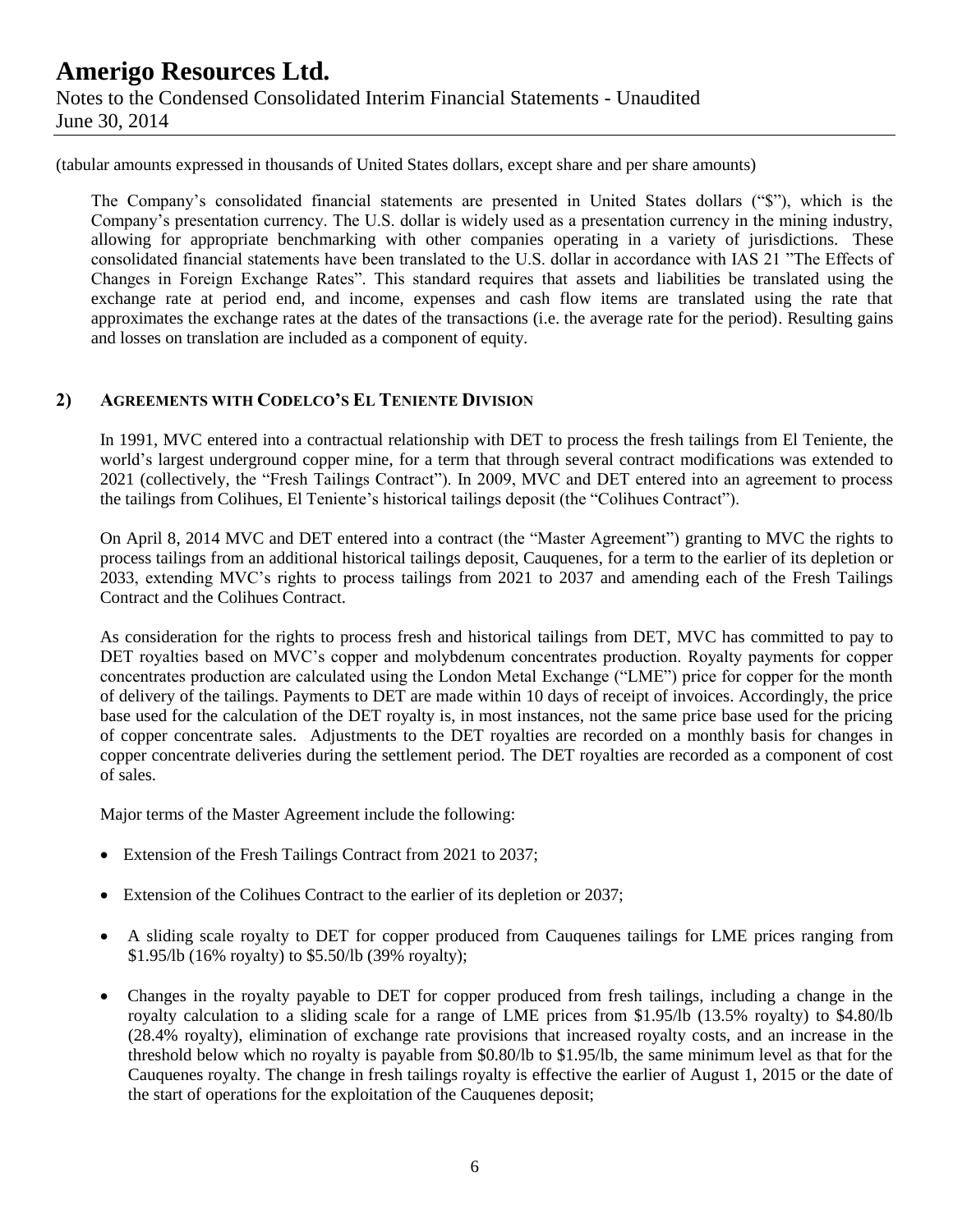(tabular amounts expressed in thousands of United States dollars, except share and per share amounts)

The Company's consolidated financial statements are presented in United States dollars ("$"), which is the Company's presentation currency. The U.S. dollar is widely used as a presentation currency in the mining industry, allowing for appropriate benchmarking with other companies operating in a variety of jurisdictions. These consolidated financial statements have been translated to the U.S. dollar in accordance with IAS 21 "The Effects of Changes in Foreign Exchange Rates". This standard requires that assets and liabilities be translated using the exchange rate at period end, and income, expenses and cash flow items are translated using the rate that approximates the exchange rates at the dates of the transactions (i.e. the average rate for the period). Resulting gains and losses on translation are included as a component of equity.

## 2) AGREEMENTS WITH CODELCO'S EL TENIENTE DIVISION

In 1991, MVC entered into a contractual relationship with DET to process the fresh tailings from El Teniente, the world's largest underground copper mine, for a term that through several contract modifications was extended to 2021 (collectively, the "Fresh Tailings Contract"). In 2009, MVC and DET entered into an agreement to process the tailings from Colihues, El Teniente's historical tailings deposit (the "Colihues Contract").

On April 8, 2014 MVC and DET entered into a contract (the "Master Agreement") granting to MVC the rights to process tailings from an additional historical tailings deposit, Cauquenes, for a term to the earlier of its depletion or 2033, extending MVC's rights to process tailings from 2021 to 2037 and amending each of the Fresh Tailings Contract and the Colihues Contract.

As consideration for the rights to process fresh and historical tailings from DET, MVC has committed to pay to DET royalties based on MVC's copper and molybdenum concentrates production. Royalty payments for copper concentrates production are calculated using the London Metal Exchange ("LME") price for copper for the month of delivery of the tailings. Payments to DET are made within 10 days of receipt of invoices. Accordingly, the price base used for the calculation of the DET royalty is, in most instances, not the same price base used for the pricing of copper concentrate sales. Adjustments to the DET royalties are recorded on a monthly basis for changes in copper concentrate deliveries during the settlement period. The DET royalties are recorded as a component of cost of sales.

Major terms of the Master Agreement include the following:

- Extension of the Fresh Tailings Contract from 2021 to 2037;
- Extension of the Colihues Contract to the earlier of its depletion or 2037;
- A sliding scale royalty to DET for copper produced from Cauquenes tailings for LME prices ranging from $1.95/lb (16% royalty) to $5.50/lb (39% royalty);
- Changes in the royalty payable to DET for copper produced from fresh tailings, including a change in the royalty calculation to a sliding scale for a range of LME prices from $1.95/lb (13.5% royalty) to $4.80/lb (28.4% royalty), elimination of exchange rate provisions that increased royalty costs, and an increase in the threshold below which no royalty is payable from $0.80/lb to $1.95/lb, the same minimum level as that for the Cauquenes royalty. The change in fresh tailings royalty is effective the earlier of August 1, 2015 or the date of the start of operations for the exploitation of the Cauquenes deposit;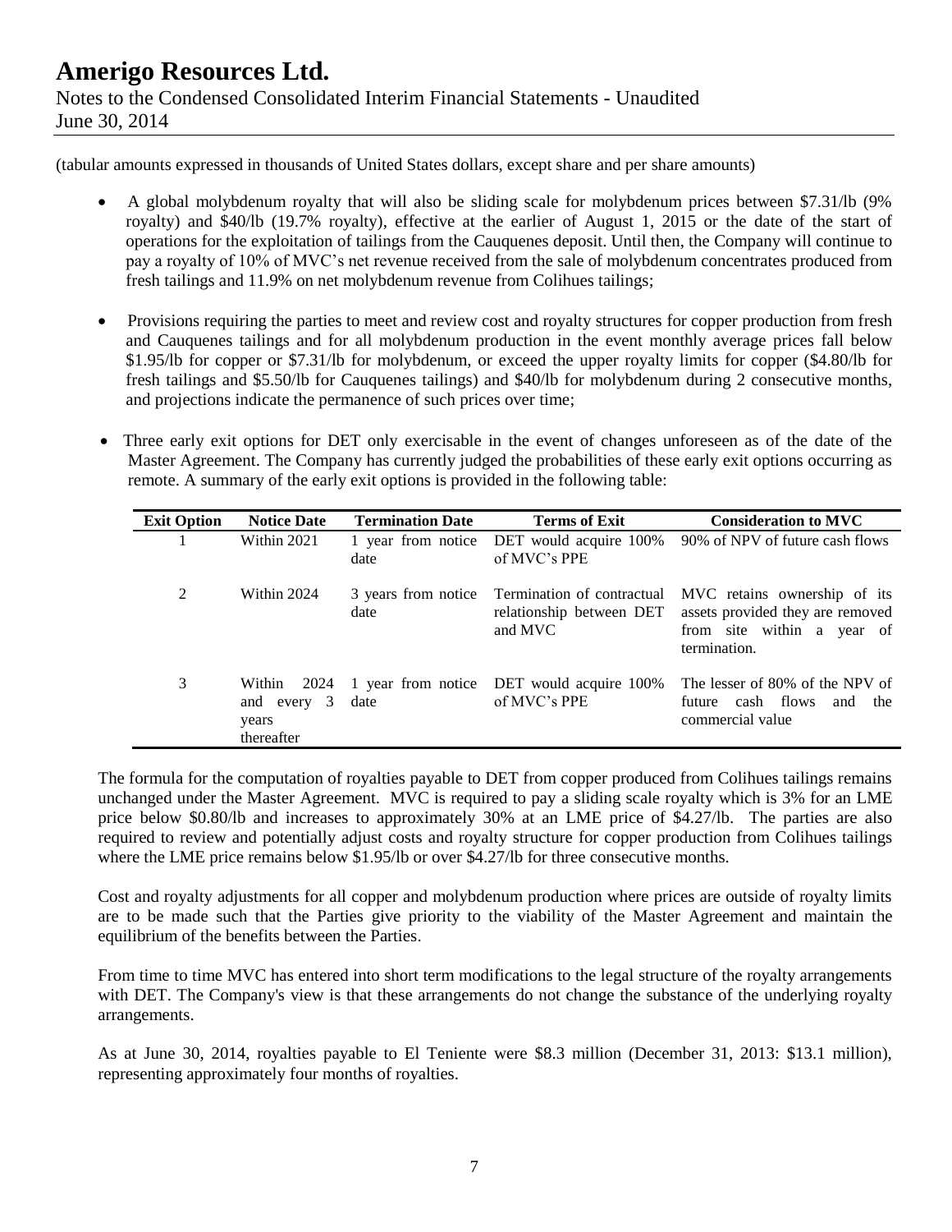(tabular amounts expressed in thousands of United States dollars, except share and per share amounts)

- A global molybdenum royalty that will also be sliding scale for molybdenum prices between \$7.31/lb (9% royalty) and \$40/lb (19.7% royalty), effective at the earlier of August 1, 2015 or the date of the start of operations for the exploitation of tailings from the Cauquenes deposit. Until then, the Company will continue to pay a royalty of 10% of MVC's net revenue received from the sale of molybdenum concentrates produced from fresh tailings and 11.9% on net molybdenum revenue from Colihues tailings;

- Provisions requiring the parties to meet and review cost and royalty structures for copper production from fresh and Cauquenes tailings and for all molybdenum production in the event monthly average prices fall below \$1.95/lb for copper or \$7.31/lb for molybdenum, or exceed the upper royalty limits for copper (\$4.80/lb for fresh tailings and \$5.50/lb for Cauquenes tailings) and \$40/lb for molybdenum during 2 consecutive months, and projections indicate the permanence of such prices over time;

- Three early exit options for DET only exercisable in the event of changes unforeseen as of the date of the Master Agreement. The Company has currently judged the probabilities of these early exit options occurring as remote. A summary of the early exit options is provided in the following table:

| Exit Option | Notice Date | Termination Date | Terms of Exit | Consideration to MVC |
|---|---|---|---|---|
| 1 | Within 2021 | 1 year from notice date | DET would acquire 100% of MVC's PPE | 90% of NPV of future cash flows |
| 2 | Within 2024 | 3 years from notice date | Termination of contractual relationship between DET and MVC | MVC retains ownership of its assets provided they are removed from site within a year of termination. |
| 3 | Within 2024 and every 3 years thereafter | 1 year from notice date | DET would acquire 100% of MVC's PPE | The lesser of 80% of the NPV of future cash flows and the commercial value |

The formula for the computation of royalties payable to DET from copper produced from Colihues tailings remains unchanged under the Master Agreement. MVC is required to pay a sliding scale royalty which is 3% for an LME price below \$0.80/lb and increases to approximately 30% at an LME price of \$4.27/lb. The parties are also required to review and potentially adjust costs and royalty structure for copper production from Colihues tailings where the LME price remains below \$1.95/lb or over \$4.27/lb for three consecutive months.

Cost and royalty adjustments for all copper and molybdenum production where prices are outside of royalty limits are to be made such that the Parties give priority to the viability of the Master Agreement and maintain the equilibrium of the benefits between the Parties.

From time to time MVC has entered into short term modifications to the legal structure of the royalty arrangements with DET. The Company's view is that these arrangements do not change the substance of the underlying royalty arrangements.

As at June 30, 2014, royalties payable to El Teniente were \$8.3 million (December 31, 2013: \$13.1 million), representing approximately four months of royalties.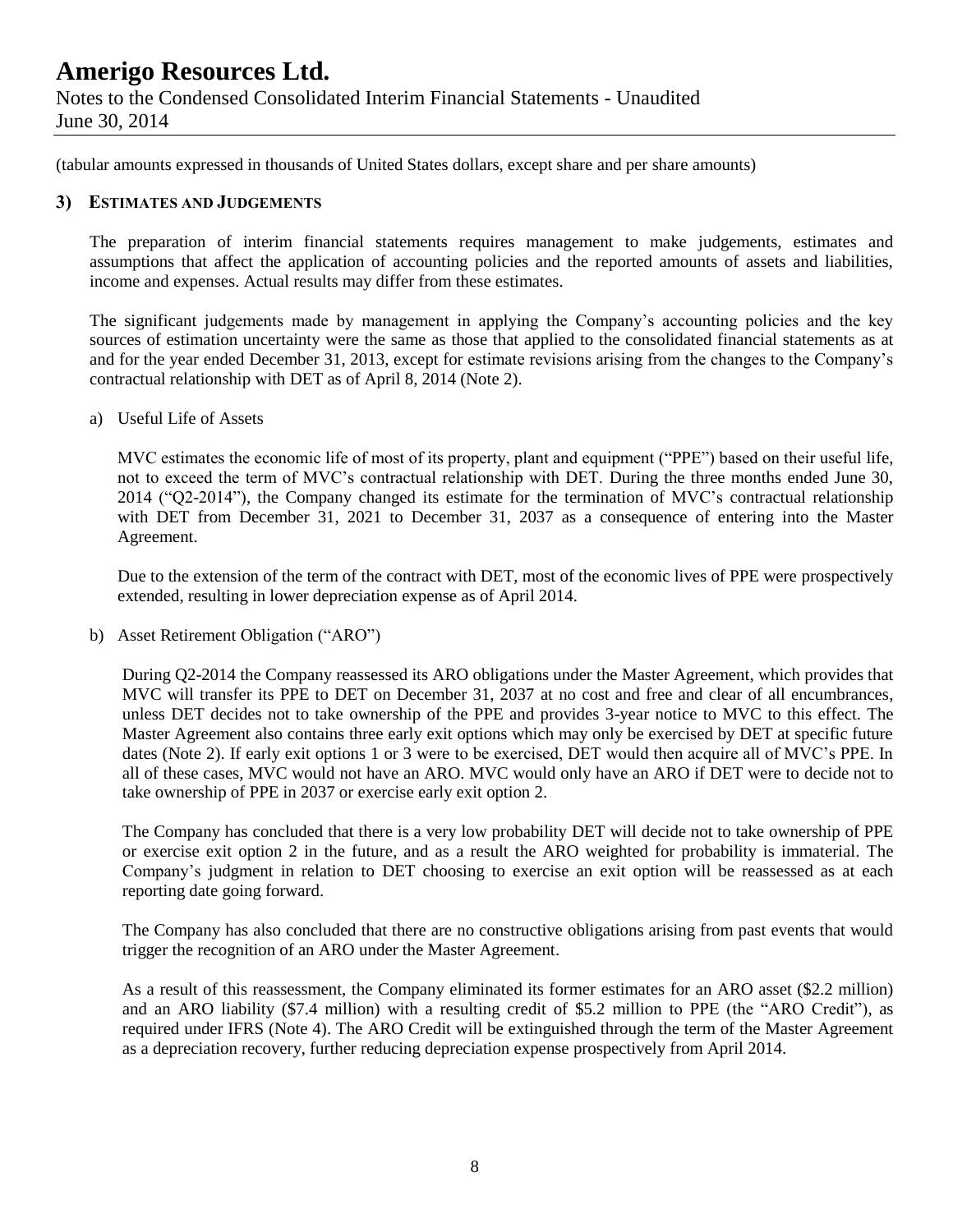(tabular amounts expressed in thousands of United States dollars, except share and per share amounts)

## 3) ESTIMATES AND JUDGEMENTS

The preparation of interim financial statements requires management to make judgements, estimates and assumptions that affect the application of accounting policies and the reported amounts of assets and liabilities, income and expenses. Actual results may differ from these estimates.

The significant judgements made by management in applying the Company's accounting policies and the key sources of estimation uncertainty were the same as those that applied to the consolidated financial statements as at and for the year ended December 31, 2013, except for estimate revisions arising from the changes to the Company's contractual relationship with DET as of April 8, 2014 (Note 2).

a) Useful Life of Assets

MVC estimates the economic life of most of its property, plant and equipment ("PPE") based on their useful life, not to exceed the term of MVC's contractual relationship with DET. During the three months ended June 30, 2014 ("Q2-2014"), the Company changed its estimate for the termination of MVC's contractual relationship with DET from December 31, 2021 to December 31, 2037 as a consequence of entering into the Master Agreement.

Due to the extension of the term of the contract with DET, most of the economic lives of PPE were prospectively extended, resulting in lower depreciation expense as of April 2014.

b) Asset Retirement Obligation ("ARO")

During Q2-2014 the Company reassessed its ARO obligations under the Master Agreement, which provides that MVC will transfer its PPE to DET on December 31, 2037 at no cost and free and clear of all encumbrances, unless DET decides not to take ownership of the PPE and provides 3-year notice to MVC to this effect. The Master Agreement also contains three early exit options which may only be exercised by DET at specific future dates (Note 2). If early exit options 1 or 3 were to be exercised, DET would then acquire all of MVC's PPE. In all of these cases, MVC would not have an ARO. MVC would only have an ARO if DET were to decide not to take ownership of PPE in 2037 or exercise early exit option 2.

The Company has concluded that there is a very low probability DET will decide not to take ownership of PPE or exercise exit option 2 in the future, and as a result the ARO weighted for probability is immaterial. The Company's judgment in relation to DET choosing to exercise an exit option will be reassessed as at each reporting date going forward.

The Company has also concluded that there are no constructive obligations arising from past events that would trigger the recognition of an ARO under the Master Agreement.

As a result of this reassessment, the Company eliminated its former estimates for an ARO asset ($2.2 million) and an ARO liability ($7.4 million) with a resulting credit of $5.2 million to PPE (the "ARO Credit"), as required under IFRS (Note 4). The ARO Credit will be extinguished through the term of the Master Agreement as a depreciation recovery, further reducing depreciation expense prospectively from April 2014.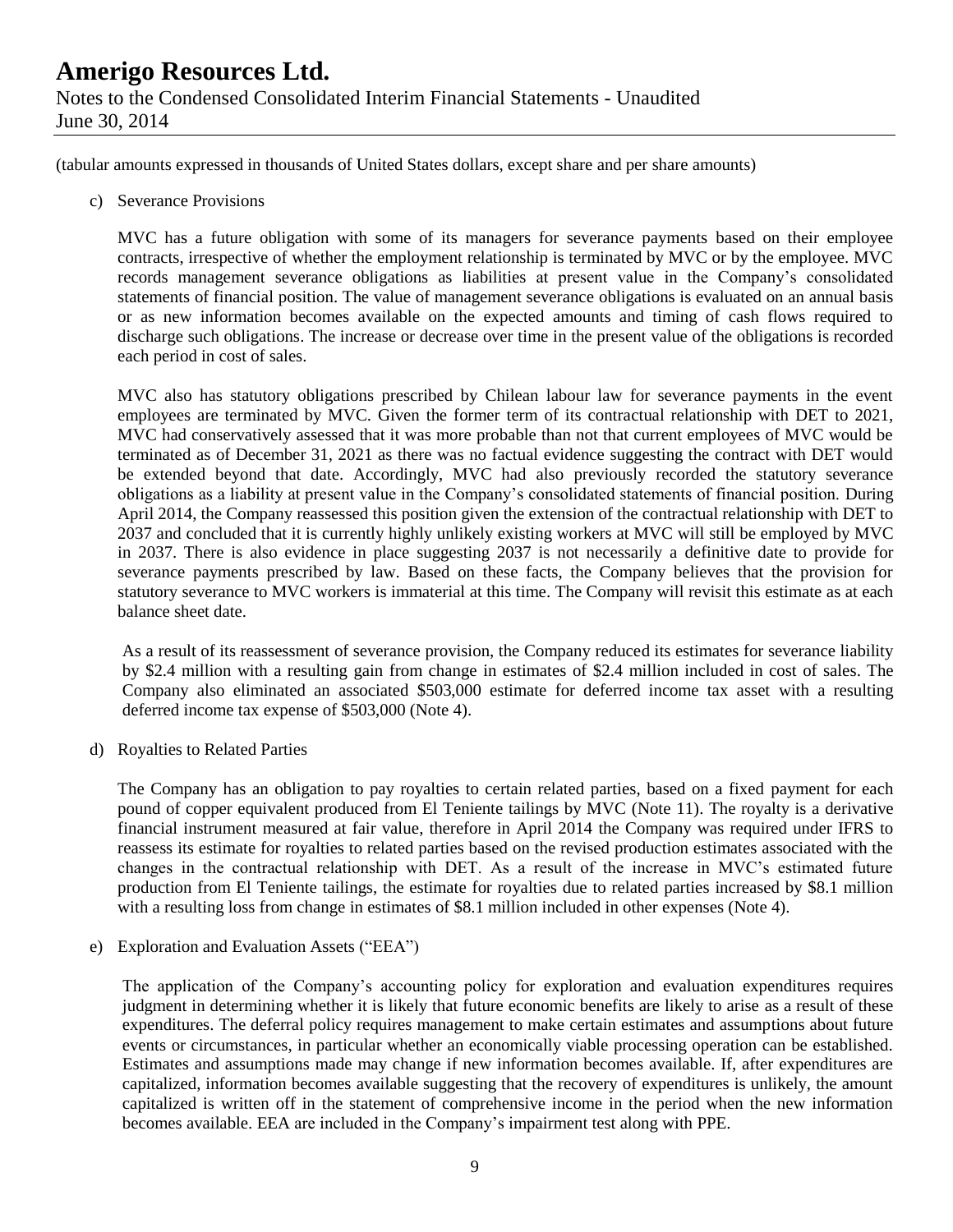(tabular amounts expressed in thousands of United States dollars, except share and per share amounts)

c) Severance Provisions

MVC has a future obligation with some of its managers for severance payments based on their employee contracts, irrespective of whether the employment relationship is terminated by MVC or by the employee. MVC records management severance obligations as liabilities at present value in the Company's consolidated statements of financial position. The value of management severance obligations is evaluated on an annual basis or as new information becomes available on the expected amounts and timing of cash flows required to discharge such obligations. The increase or decrease over time in the present value of the obligations is recorded each period in cost of sales.

MVC also has statutory obligations prescribed by Chilean labour law for severance payments in the event employees are terminated by MVC. Given the former term of its contractual relationship with DET to 2021, MVC had conservatively assessed that it was more probable than not that current employees of MVC would be terminated as of December 31, 2021 as there was no factual evidence suggesting the contract with DET would be extended beyond that date. Accordingly, MVC had also previously recorded the statutory severance obligations as a liability at present value in the Company's consolidated statements of financial position. During April 2014, the Company reassessed this position given the extension of the contractual relationship with DET to 2037 and concluded that it is currently highly unlikely existing workers at MVC will still be employed by MVC in 2037. There is also evidence in place suggesting 2037 is not necessarily a definitive date to provide for severance payments prescribed by law. Based on these facts, the Company believes that the provision for statutory severance to MVC workers is immaterial at this time. The Company will revisit this estimate as at each balance sheet date.

As a result of its reassessment of severance provision, the Company reduced its estimates for severance liability by $2.4 million with a resulting gain from change in estimates of $2.4 million included in cost of sales. The Company also eliminated an associated $503,000 estimate for deferred income tax asset with a resulting deferred income tax expense of $503,000 (Note 4).

d) Royalties to Related Parties

The Company has an obligation to pay royalties to certain related parties, based on a fixed payment for each pound of copper equivalent produced from El Teniente tailings by MVC (Note 11). The royalty is a derivative financial instrument measured at fair value, therefore in April 2014 the Company was required under IFRS to reassess its estimate for royalties to related parties based on the revised production estimates associated with the changes in the contractual relationship with DET. As a result of the increase in MVC's estimated future production from El Teniente tailings, the estimate for royalties due to related parties increased by $8.1 million with a resulting loss from change in estimates of $8.1 million included in other expenses (Note 4).

e) Exploration and Evaluation Assets ("EEA")

The application of the Company's accounting policy for exploration and evaluation expenditures requires judgment in determining whether it is likely that future economic benefits are likely to arise as a result of these expenditures. The deferral policy requires management to make certain estimates and assumptions about future events or circumstances, in particular whether an economically viable processing operation can be established. Estimates and assumptions made may change if new information becomes available. If, after expenditures are capitalized, information becomes available suggesting that the recovery of expenditures is unlikely, the amount capitalized is written off in the statement of comprehensive income in the period when the new information becomes available. EEA are included in the Company's impairment test along with PPE.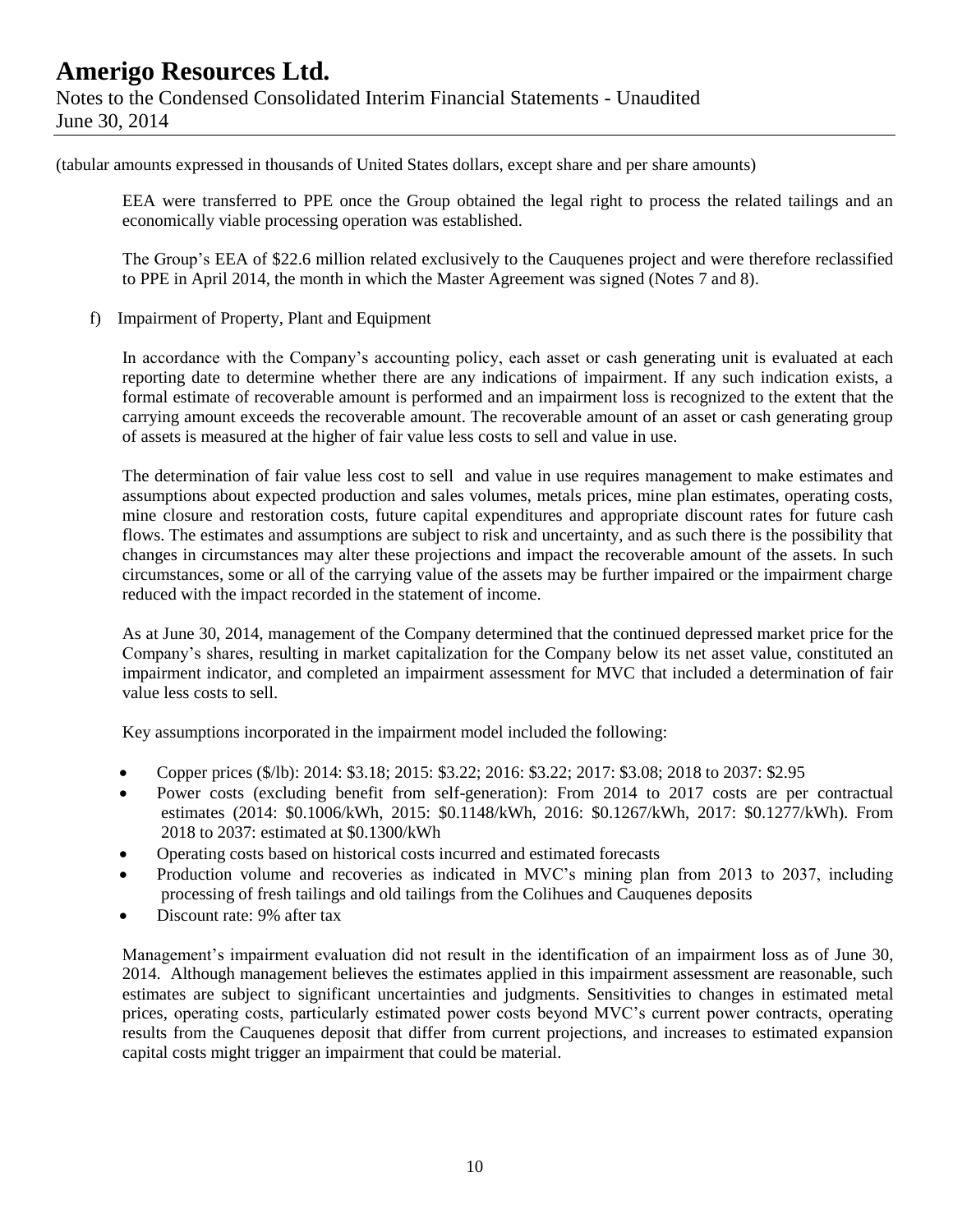(tabular amounts expressed in thousands of United States dollars, except share and per share amounts)

EEA were transferred to PPE once the Group obtained the legal right to process the related tailings and an economically viable processing operation was established.

The Group's EEA of $22.6 million related exclusively to the Cauquenes project and were therefore reclassified to PPE in April 2014, the month in which the Master Agreement was signed (Notes 7 and 8).

f) Impairment of Property, Plant and Equipment

In accordance with the Company's accounting policy, each asset or cash generating unit is evaluated at each reporting date to determine whether there are any indications of impairment. If any such indication exists, a formal estimate of recoverable amount is performed and an impairment loss is recognized to the extent that the carrying amount exceeds the recoverable amount. The recoverable amount of an asset or cash generating group of assets is measured at the higher of fair value less costs to sell and value in use.

The determination of fair value less cost to sell and value in use requires management to make estimates and assumptions about expected production and sales volumes, metals prices, mine plan estimates, operating costs, mine closure and restoration costs, future capital expenditures and appropriate discount rates for future cash flows. The estimates and assumptions are subject to risk and uncertainty, and as such there is the possibility that changes in circumstances may alter these projections and impact the recoverable amount of the assets. In such circumstances, some or all of the carrying value of the assets may be further impaired or the impairment charge reduced with the impact recorded in the statement of income.

As at June 30, 2014, management of the Company determined that the continued depressed market price for the Company's shares, resulting in market capitalization for the Company below its net asset value, constituted an impairment indicator, and completed an impairment assessment for MVC that included a determination of fair value less costs to sell.

Key assumptions incorporated in the impairment model included the following:

- Copper prices ($/lb): 2014: $3.18; 2015: $3.22; 2016: $3.22; 2017: $3.08; 2018 to 2037: $2.95
- Power costs (excluding benefit from self-generation): From 2014 to 2017 costs are per contractual estimates (2014: $0.1006/kWh, 2015: $0.1148/kWh, 2016: $0.1267/kWh, 2017: $0.1277/kWh). From 2018 to 2037: estimated at $0.1300/kWh
- Operating costs based on historical costs incurred and estimated forecasts
- Production volume and recoveries as indicated in MVC's mining plan from 2013 to 2037, including processing of fresh tailings and old tailings from the Colihues and Cauquenes deposits
- Discount rate: 9% after tax

Management's impairment evaluation did not result in the identification of an impairment loss as of June 30, 2014. Although management believes the estimates applied in this impairment assessment are reasonable, such estimates are subject to significant uncertainties and judgments. Sensitivities to changes in estimated metal prices, operating costs, particularly estimated power costs beyond MVC's current power contracts, operating results from the Cauquenes deposit that differ from current projections, and increases to estimated expansion capital costs might trigger an impairment that could be material.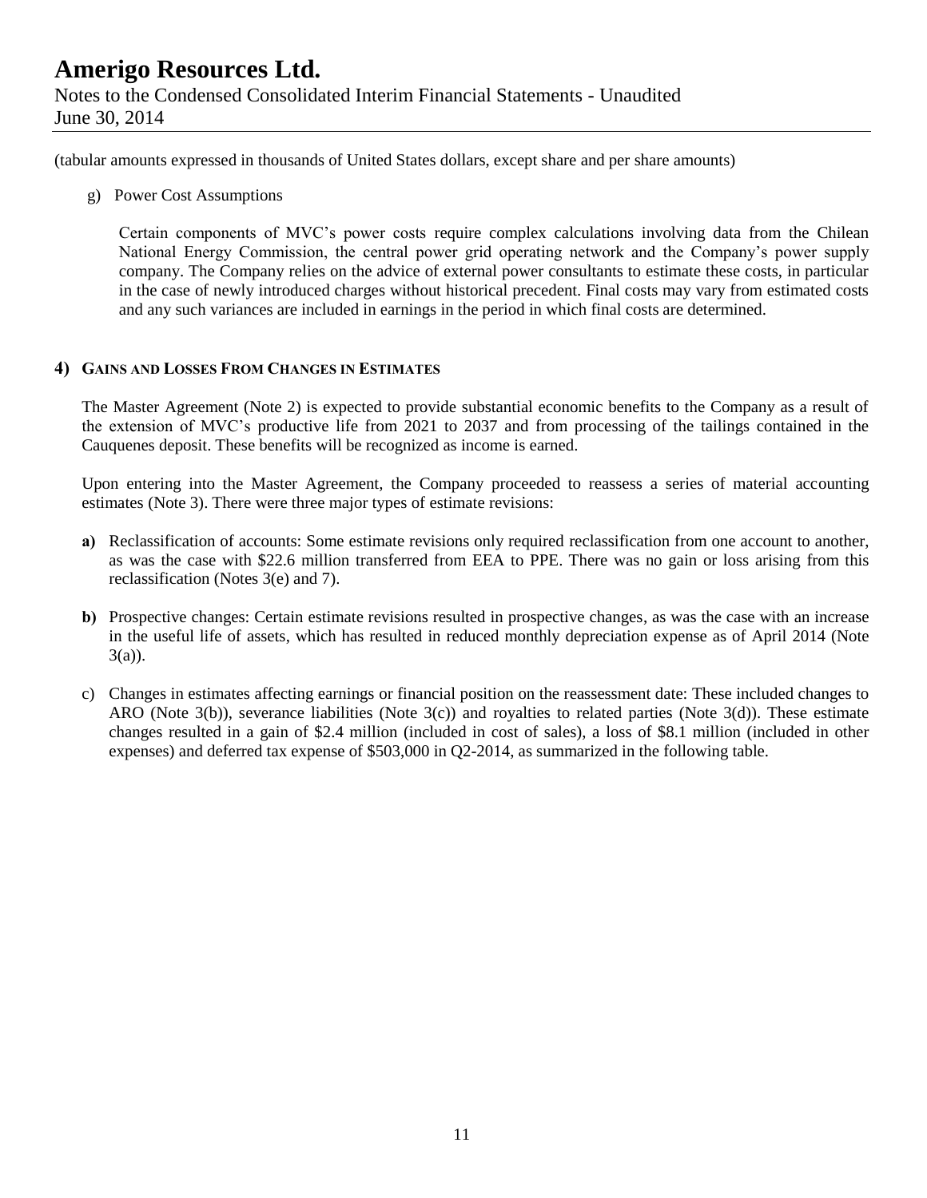(tabular amounts expressed in thousands of United States dollars, except share and per share amounts)

g) Power Cost Assumptions

Certain components of MVC's power costs require complex calculations involving data from the Chilean National Energy Commission, the central power grid operating network and the Company's power supply company. The Company relies on the advice of external power consultants to estimate these costs, in particular in the case of newly introduced charges without historical precedent. Final costs may vary from estimated costs and any such variances are included in earnings in the period in which final costs are determined.

## 4) Gains and Losses From Changes in Estimates

The Master Agreement (Note 2) is expected to provide substantial economic benefits to the Company as a result of the extension of MVC's productive life from 2021 to 2037 and from processing of the tailings contained in the Cauquenes deposit. These benefits will be recognized as income is earned.

Upon entering into the Master Agreement, the Company proceeded to reassess a series of material accounting estimates (Note 3). There were three major types of estimate revisions:

**a)** Reclassification of accounts: Some estimate revisions only required reclassification from one account to another, as was the case with $22.6 million transferred from EEA to PPE. There was no gain or loss arising from this reclassification (Notes 3(e) and 7).

**b)** Prospective changes: Certain estimate revisions resulted in prospective changes, as was the case with an increase in the useful life of assets, which has resulted in reduced monthly depreciation expense as of April 2014 (Note 3(a)).

c) Changes in estimates affecting earnings or financial position on the reassessment date: These included changes to ARO (Note 3(b)), severance liabilities (Note 3(c)) and royalties to related parties (Note 3(d)). These estimate changes resulted in a gain of $2.4 million (included in cost of sales), a loss of $8.1 million (included in other expenses) and deferred tax expense of $503,000 in Q2-2014, as summarized in the following table.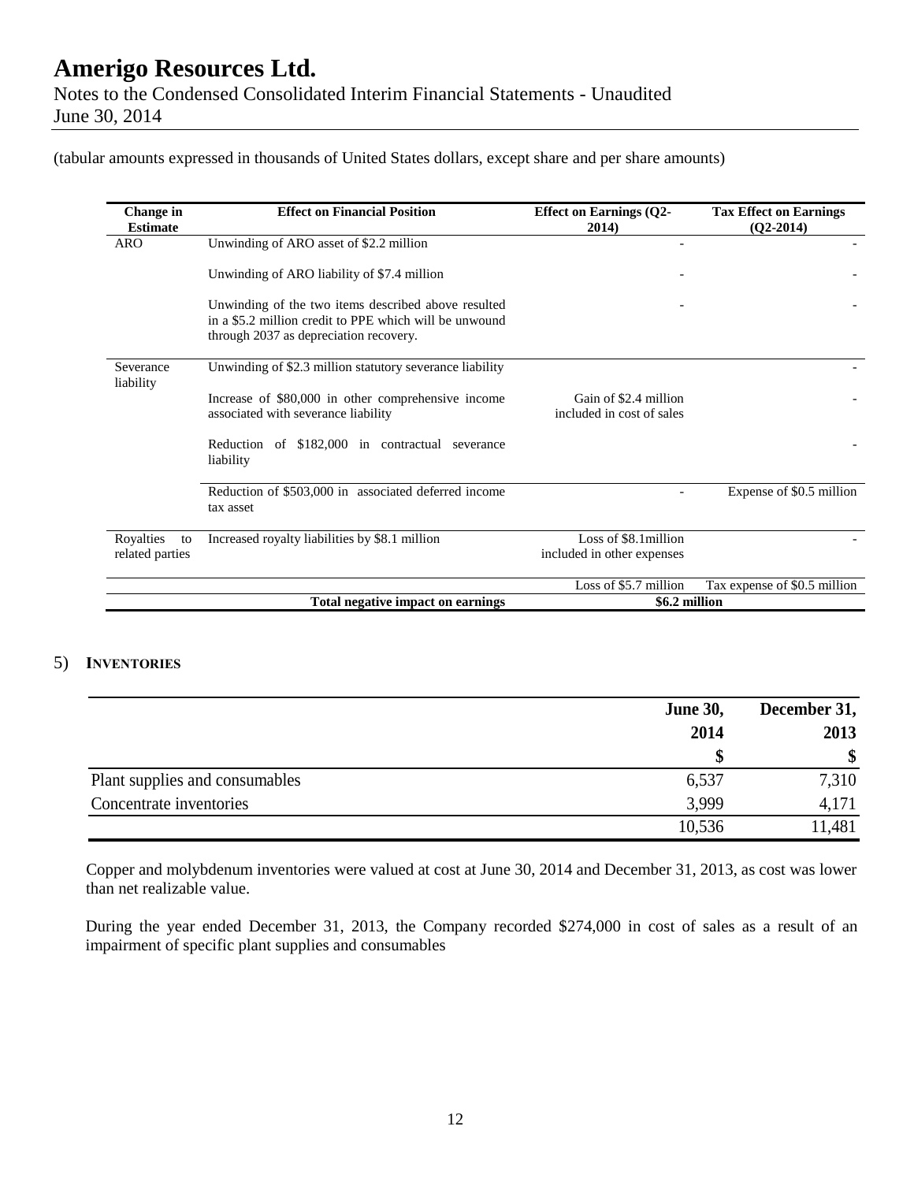(tabular amounts expressed in thousands of United States dollars, except share and per share amounts)

| Change in Estimate | Effect on Financial Position | Effect on Earnings (Q2-2014) | Tax Effect on Earnings (Q2-2014) |
|---|---|---|---|
| ARO | Unwinding of ARO asset of $2.2 million | - | - |
| | Unwinding of ARO liability of $7.4 million | - | - |
| | Unwinding of the two items described above resulted in a $5.2 million credit to PPE which will be unwound through 2037 as depreciation recovery. | - | - |
| Severance liability | Unwinding of $2.3 million statutory severance liability | | - |
| | Increase of $80,000 in other comprehensive income associated with severance liability | Gain of $2.4 million included in cost of sales | - |
| | Reduction of $182,000 in contractual severance liability | | - |
| | Reduction of $503,000 in associated deferred income tax asset | - | Expense of $0.5 million |
| Royalties to related parties | Increased royalty liabilities by $8.1 million | Loss of $8.1million included in other expenses | - |
| | | Loss of $5.7 million | Tax expense of $0.5 million |
| | **Total negative impact on earnings** | **$6.2 million** | |

## 5) INVENTORIES

| | June 30, 2014 | December 31, 2013 |
|---|---|---|
| | $ | $ |
| Plant supplies and consumables | 6,537 | 7,310 |
| Concentrate inventories | 3,999 | 4,171 |
| | 10,536 | 11,481 |

Copper and molybdenum inventories were valued at cost at June 30, 2014 and December 31, 2013, as cost was lower than net realizable value.

During the year ended December 31, 2013, the Company recorded $274,000 in cost of sales as a result of an impairment of specific plant supplies and consumables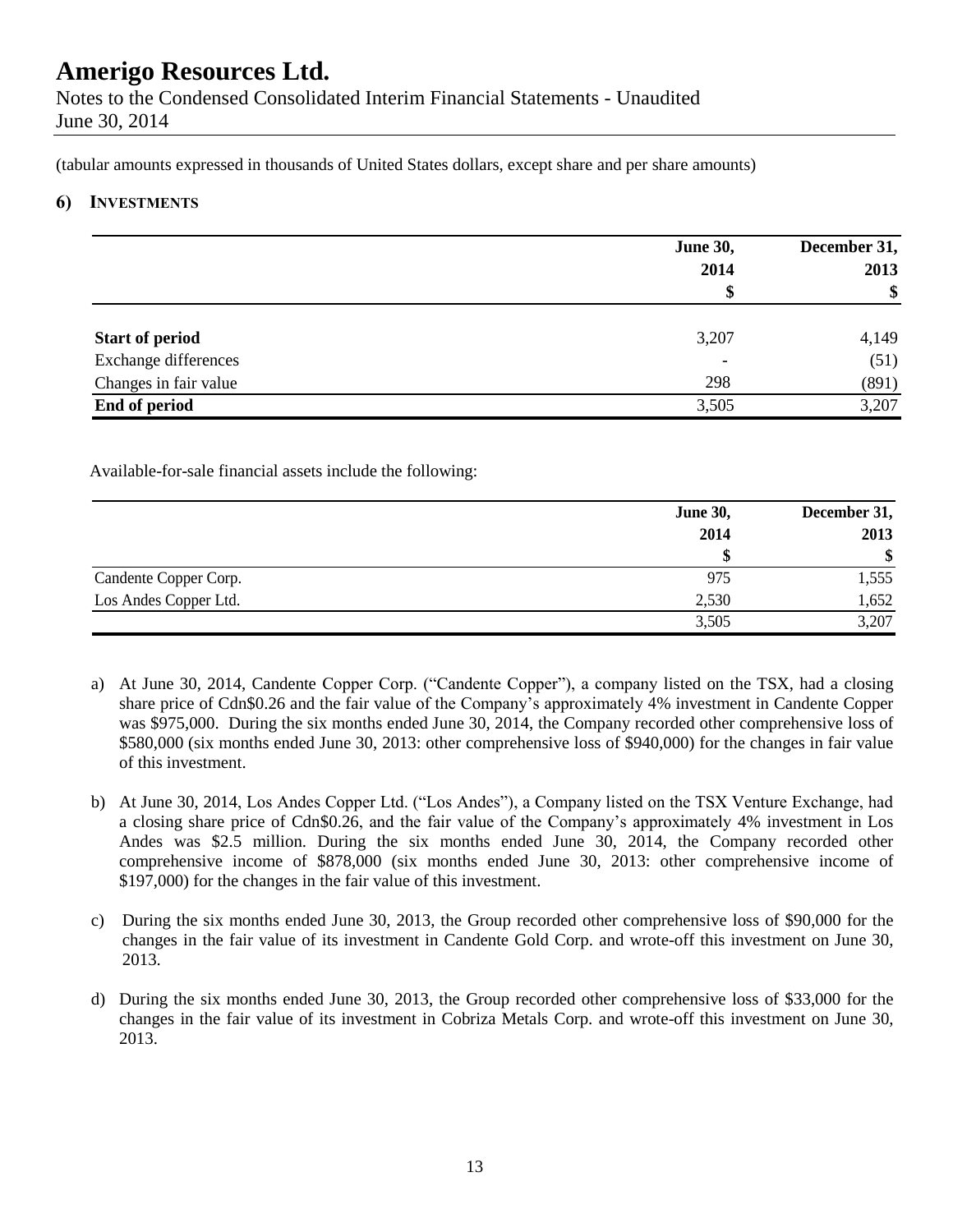(tabular amounts expressed in thousands of United States dollars, except share and per share amounts)

## 6) INVESTMENTS

| | June 30, 2014 $ | December 31, 2013 $ |
|---|---|---|
| **Start of period** | 3,207 | 4,149 |
| Exchange differences | - | (51) |
| Changes in fair value | 298 | (891) |
| **End of period** | 3,505 | 3,207 |

Available-for-sale financial assets include the following:

| | June 30, 2014 $ | December 31, 2013 $ |
|---|---|---|
| Candente Copper Corp. | 975 | 1,555 |
| Los Andes Copper Ltd. | 2,530 | 1,652 |
| | 3,505 | 3,207 |

a) At June 30, 2014, Candente Copper Corp. ("Candente Copper"), a company listed on the TSX, had a closing share price of Cdn$0.26 and the fair value of the Company's approximately 4% investment in Candente Copper was $975,000. During the six months ended June 30, 2014, the Company recorded other comprehensive loss of $580,000 (six months ended June 30, 2013: other comprehensive loss of $940,000) for the changes in fair value of this investment.

b) At June 30, 2014, Los Andes Copper Ltd. ("Los Andes"), a Company listed on the TSX Venture Exchange, had a closing share price of Cdn$0.26, and the fair value of the Company's approximately 4% investment in Los Andes was $2.5 million. During the six months ended June 30, 2014, the Company recorded other comprehensive income of $878,000 (six months ended June 30, 2013: other comprehensive income of $197,000) for the changes in the fair value of this investment.

c) During the six months ended June 30, 2013, the Group recorded other comprehensive loss of $90,000 for the changes in the fair value of its investment in Candente Gold Corp. and wrote-off this investment on June 30, 2013.

d) During the six months ended June 30, 2013, the Group recorded other comprehensive loss of $33,000 for the changes in the fair value of its investment in Cobriza Metals Corp. and wrote-off this investment on June 30, 2013.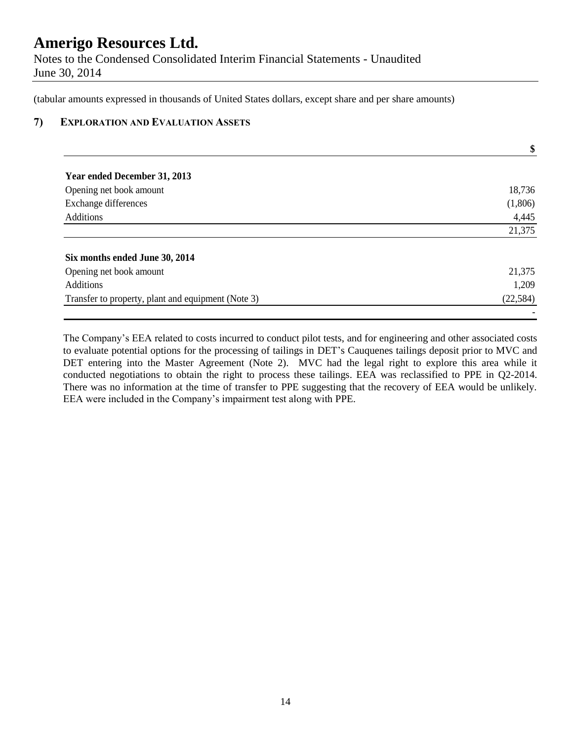(tabular amounts expressed in thousands of United States dollars, except share and per share amounts)

## 7) Exploration and Evaluation Assets

| | $ |
|---|---|
| **Year ended December 31, 2013** | |
| Opening net book amount | 18,736 |
| Exchange differences | (1,806) |
| Additions | 4,445 |
| | 21,375 |
| **Six months ended June 30, 2014** | |
| Opening net book amount | 21,375 |
| Additions | 1,209 |
| Transfer to property, plant and equipment (Note 3) | (22,584) |
| | - |

The Company's EEA related to costs incurred to conduct pilot tests, and for engineering and other associated costs to evaluate potential options for the processing of tailings in DET's Cauquenes tailings deposit prior to MVC and DET entering into the Master Agreement (Note 2). MVC had the legal right to explore this area while it conducted negotiations to obtain the right to process these tailings. EEA was reclassified to PPE in Q2-2014. There was no information at the time of transfer to PPE suggesting that the recovery of EEA would be unlikely. EEA were included in the Company's impairment test along with PPE.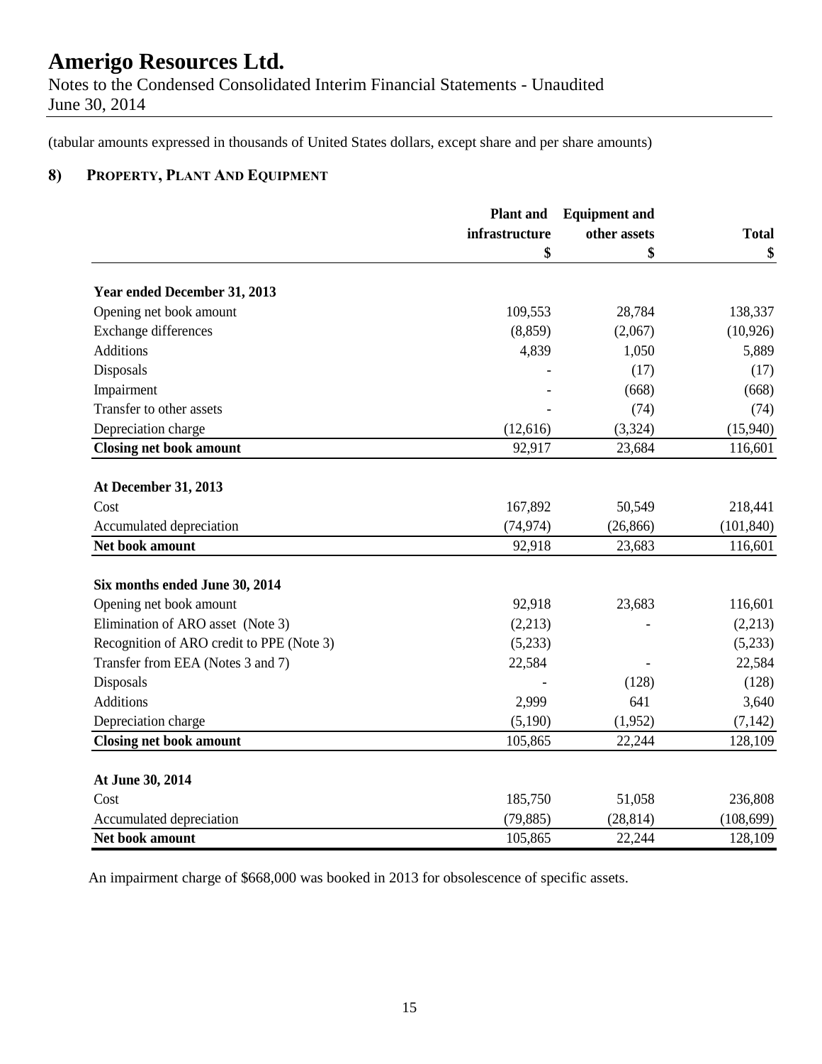(tabular amounts expressed in thousands of United States dollars, except share and per share amounts)

## 8) PROPERTY, PLANT AND EQUIPMENT

| | Plant and infrastructure | Equipment and other assets | Total |
|---|---|---|---|
| | $ | $ | $ |
| **Year ended December 31, 2013** | | | |
| Opening net book amount | 109,553 | 28,784 | 138,337 |
| Exchange differences | (8,859) | (2,067) | (10,926) |
| Additions | 4,839 | 1,050 | 5,889 |
| Disposals | - | (17) | (17) |
| Impairment | - | (668) | (668) |
| Transfer to other assets | - | (74) | (74) |
| Depreciation charge | (12,616) | (3,324) | (15,940) |
| **Closing net book amount** | 92,917 | 23,684 | 116,601 |
| **At December 31, 2013** | | | |
| Cost | 167,892 | 50,549 | 218,441 |
| Accumulated depreciation | (74,974) | (26,866) | (101,840) |
| **Net book amount** | 92,918 | 23,683 | 116,601 |
| **Six months ended June 30, 2014** | | | |
| Opening net book amount | 92,918 | 23,683 | 116,601 |
| Elimination of ARO asset (Note 3) | (2,213) | - | (2,213) |
| Recognition of ARO credit to PPE (Note 3) | (5,233) | | (5,233) |
| Transfer from EEA (Notes 3 and 7) | 22,584 | - | 22,584 |
| Disposals | - | (128) | (128) |
| Additions | 2,999 | 641 | 3,640 |
| Depreciation charge | (5,190) | (1,952) | (7,142) |
| **Closing net book amount** | 105,865 | 22,244 | 128,109 |
| **At June 30, 2014** | | | |
| Cost | 185,750 | 51,058 | 236,808 |
| Accumulated depreciation | (79,885) | (28,814) | (108,699) |
| **Net book amount** | 105,865 | 22,244 | 128,109 |

An impairment charge of $668,000 was booked in 2013 for obsolescence of specific assets.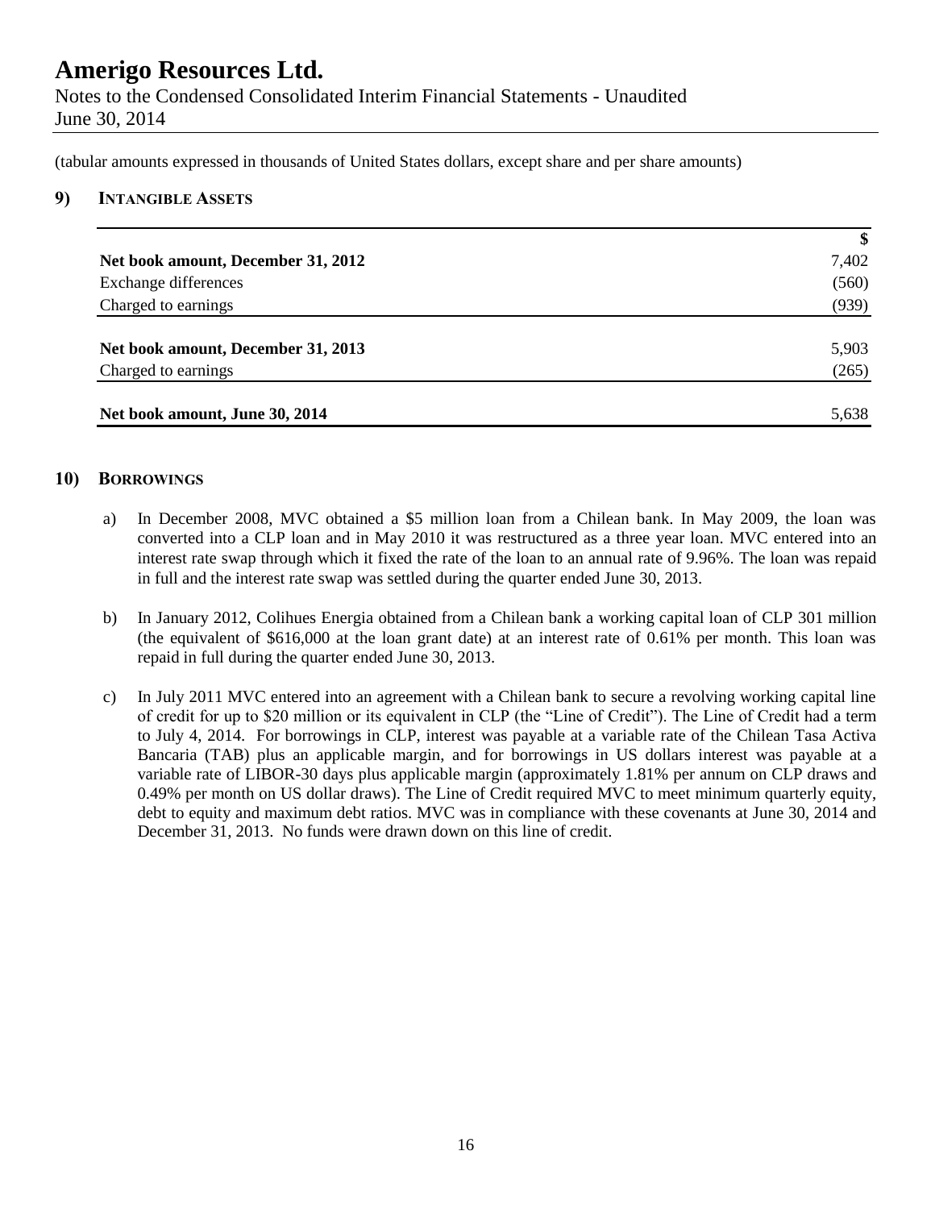(tabular amounts expressed in thousands of United States dollars, except share and per share amounts)

## 9) INTANGIBLE ASSETS

| | $ |
|---|---|
| **Net book amount, December 31, 2012** | 7,402 |
| Exchange differences | (560) |
| Charged to earnings | (939) |
| **Net book amount, December 31, 2013** | 5,903 |
| Charged to earnings | (265) |
| **Net book amount, June 30, 2014** | 5,638 |

## 10) BORROWINGS

a) In December 2008, MVC obtained a $5 million loan from a Chilean bank. In May 2009, the loan was converted into a CLP loan and in May 2010 it was restructured as a three year loan. MVC entered into an interest rate swap through which it fixed the rate of the loan to an annual rate of 9.96%. The loan was repaid in full and the interest rate swap was settled during the quarter ended June 30, 2013.

b) In January 2012, Colihues Energia obtained from a Chilean bank a working capital loan of CLP 301 million (the equivalent of $616,000 at the loan grant date) at an interest rate of 0.61% per month. This loan was repaid in full during the quarter ended June 30, 2013.

c) In July 2011 MVC entered into an agreement with a Chilean bank to secure a revolving working capital line of credit for up to $20 million or its equivalent in CLP (the "Line of Credit"). The Line of Credit had a term to July 4, 2014. For borrowings in CLP, interest was payable at a variable rate of the Chilean Tasa Activa Bancaria (TAB) plus an applicable margin, and for borrowings in US dollars interest was payable at a variable rate of LIBOR-30 days plus applicable margin (approximately 1.81% per annum on CLP draws and 0.49% per month on US dollar draws). The Line of Credit required MVC to meet minimum quarterly equity, debt to equity and maximum debt ratios. MVC was in compliance with these covenants at June 30, 2014 and December 31, 2013. No funds were drawn down on this line of credit.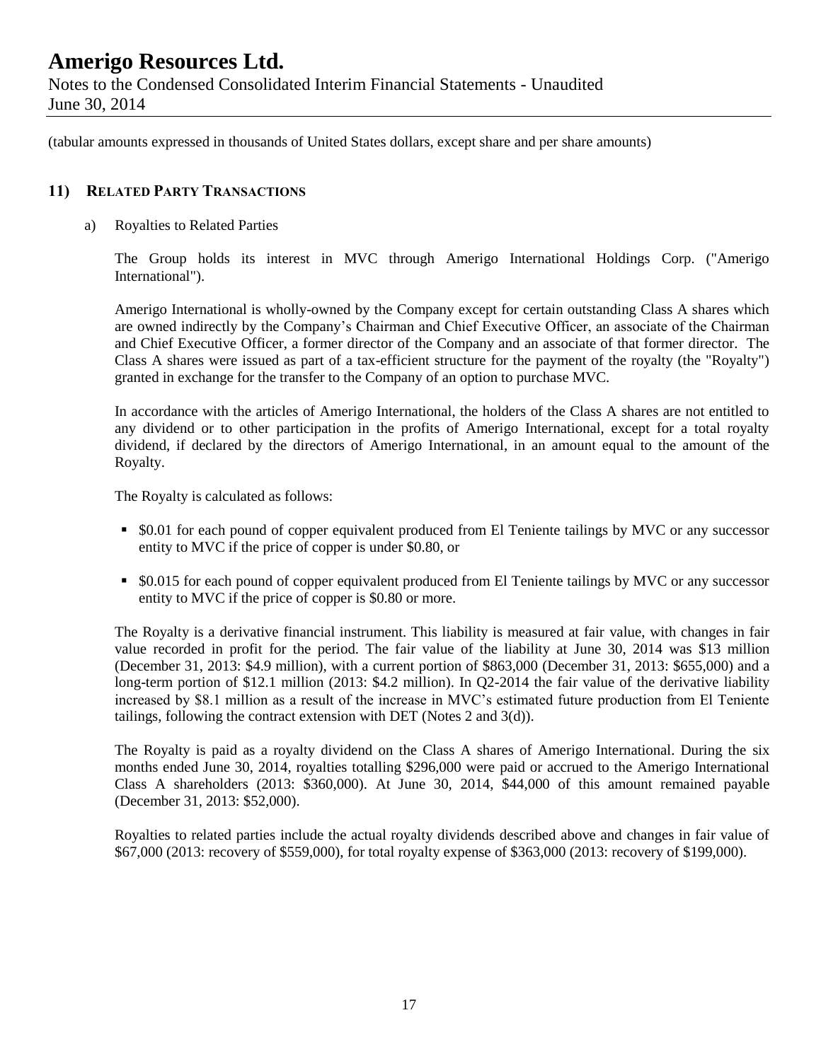(tabular amounts expressed in thousands of United States dollars, except share and per share amounts)

## 11) RELATED PARTY TRANSACTIONS

a) Royalties to Related Parties

The Group holds its interest in MVC through Amerigo International Holdings Corp. ("Amerigo International").

Amerigo International is wholly-owned by the Company except for certain outstanding Class A shares which are owned indirectly by the Company's Chairman and Chief Executive Officer, an associate of the Chairman and Chief Executive Officer, a former director of the Company and an associate of that former director. The Class A shares were issued as part of a tax-efficient structure for the payment of the royalty (the "Royalty") granted in exchange for the transfer to the Company of an option to purchase MVC.

In accordance with the articles of Amerigo International, the holders of the Class A shares are not entitled to any dividend or to other participation in the profits of Amerigo International, except for a total royalty dividend, if declared by the directors of Amerigo International, in an amount equal to the amount of the Royalty.

The Royalty is calculated as follows:

- $0.01 for each pound of copper equivalent produced from El Teniente tailings by MVC or any successor entity to MVC if the price of copper is under $0.80, or
- $0.015 for each pound of copper equivalent produced from El Teniente tailings by MVC or any successor entity to MVC if the price of copper is $0.80 or more.

The Royalty is a derivative financial instrument. This liability is measured at fair value, with changes in fair value recorded in profit for the period. The fair value of the liability at June 30, 2014 was $13 million (December 31, 2013: $4.9 million), with a current portion of $863,000 (December 31, 2013: $655,000) and a long-term portion of $12.1 million (2013: $4.2 million). In Q2-2014 the fair value of the derivative liability increased by $8.1 million as a result of the increase in MVC's estimated future production from El Teniente tailings, following the contract extension with DET (Notes 2 and 3(d)).

The Royalty is paid as a royalty dividend on the Class A shares of Amerigo International. During the six months ended June 30, 2014, royalties totalling $296,000 were paid or accrued to the Amerigo International Class A shareholders (2013: $360,000). At June 30, 2014, $44,000 of this amount remained payable (December 31, 2013: $52,000).

Royalties to related parties include the actual royalty dividends described above and changes in fair value of $67,000 (2013: recovery of $559,000), for total royalty expense of $363,000 (2013: recovery of $199,000).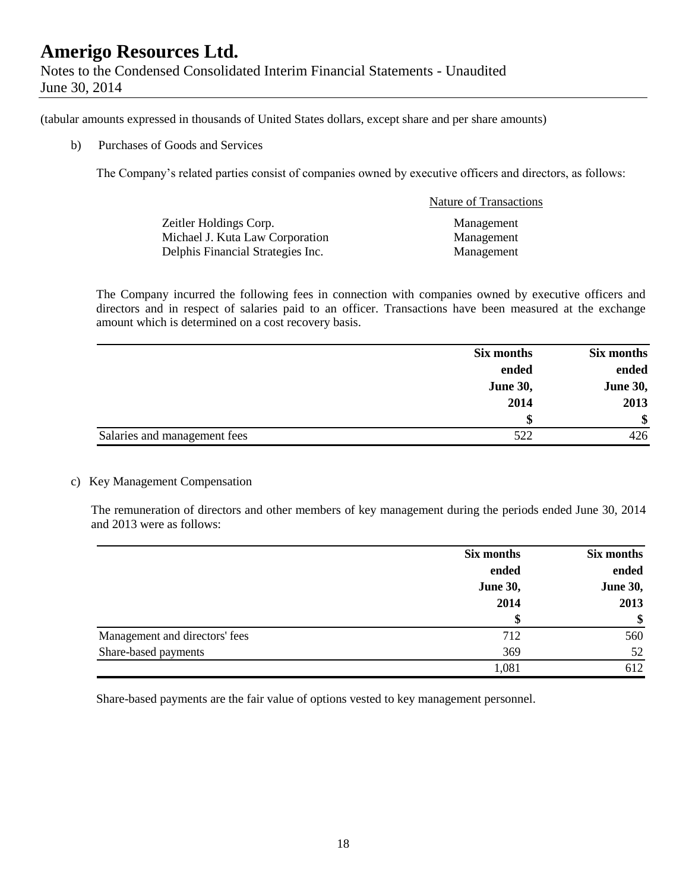(tabular amounts expressed in thousands of United States dollars, except share and per share amounts)

b) Purchases of Goods and Services

The Company's related parties consist of companies owned by executive officers and directors, as follows:

| | Nature of Transactions |
|---|---|
| Zeitler Holdings Corp. | Management |
| Michael J. Kuta Law Corporation | Management |
| Delphis Financial Strategies Inc. | Management |

The Company incurred the following fees in connection with companies owned by executive officers and directors and in respect of salaries paid to an officer. Transactions have been measured at the exchange amount which is determined on a cost recovery basis.

| | Six months ended June 30, 2014 | Six months ended June 30, 2013 |
|---|---|---|
| | $ | $ |
| Salaries and management fees | 522 | 426 |

c) Key Management Compensation

The remuneration of directors and other members of key management during the periods ended June 30, 2014 and 2013 were as follows:

| | Six months ended June 30, 2014 | Six months ended June 30, 2013 |
|---|---|---|
| | $ | $ |
| Management and directors' fees | 712 | 560 |
| Share-based payments | 369 | 52 |
| | 1,081 | 612 |

Share-based payments are the fair value of options vested to key management personnel.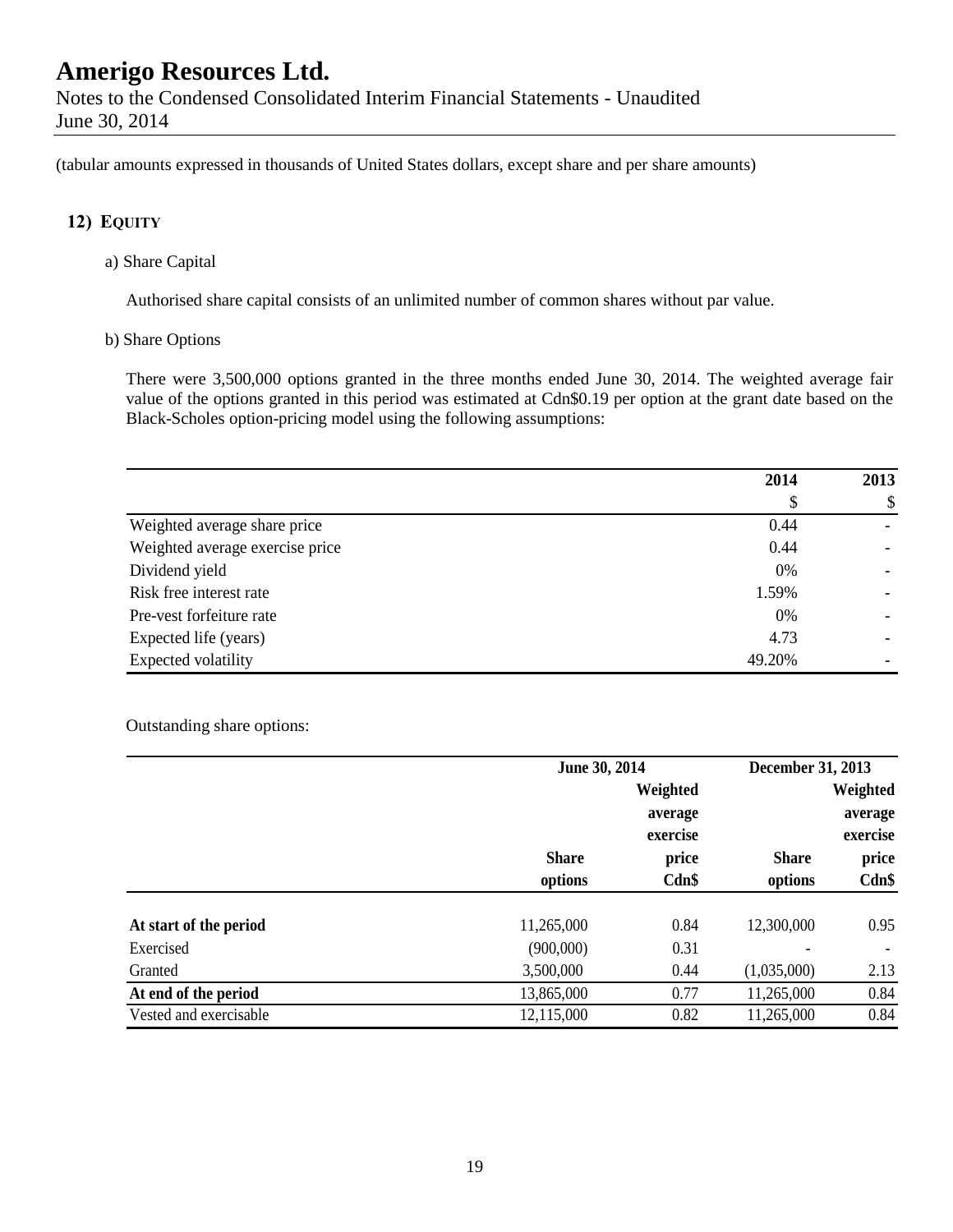(tabular amounts expressed in thousands of United States dollars, except share and per share amounts)

## 12) EQUITY

a) Share Capital

Authorised share capital consists of an unlimited number of common shares without par value.

b) Share Options

There were 3,500,000 options granted in the three months ended June 30, 2014. The weighted average fair value of the options granted in this period was estimated at Cdn$0.19 per option at the grant date based on the Black-Scholes option-pricing model using the following assumptions:

| | 2014 | 2013 |
|---|---|---|
| | $ | $ |
| Weighted average share price | 0.44 | - |
| Weighted average exercise price | 0.44 | - |
| Dividend yield | 0% | - |
| Risk free interest rate | 1.59% | - |
| Pre-vest forfeiture rate | 0% | - |
| Expected life (years) | 4.73 | - |
| Expected volatility | 49.20% | - |

Outstanding share options:

| | June 30, 2014 | | December 31, 2013 | |
|---|---|---|---|---|
| | Share options | Weighted average exercise price Cdn$ | Share options | Weighted average exercise price Cdn$ |
| **At start of the period** | 11,265,000 | 0.84 | 12,300,000 | 0.95 |
| Exercised | (900,000) | 0.31 | - | - |
| Granted | 3,500,000 | 0.44 | (1,035,000) | 2.13 |
| **At end of the period** | 13,865,000 | 0.77 | 11,265,000 | 0.84 |
| Vested and exercisable | 12,115,000 | 0.82 | 11,265,000 | 0.84 |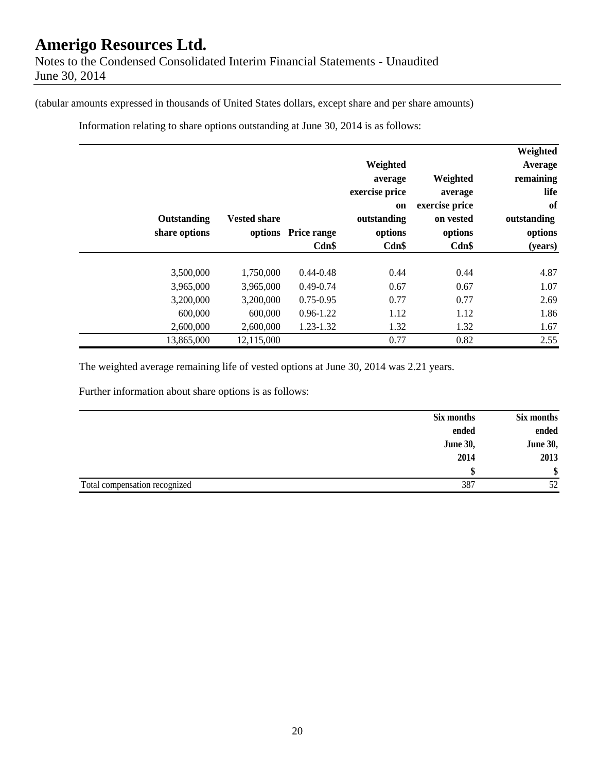(tabular amounts expressed in thousands of United States dollars, except share and per share amounts)

Information relating to share options outstanding at June 30, 2014 is as follows:

| Outstanding share options | Vested share options | Price range Cdn$ | Weighted average exercise price on outstanding options Cdn$ | Weighted average exercise price on vested options Cdn$ | Weighted Average remaining life of outstanding options (years) |
|---|---|---|---|---|---|
| 3,500,000 | 1,750,000 | 0.44-0.48 | 0.44 | 0.44 | 4.87 |
| 3,965,000 | 3,965,000 | 0.49-0.74 | 0.67 | 0.67 | 1.07 |
| 3,200,000 | 3,200,000 | 0.75-0.95 | 0.77 | 0.77 | 2.69 |
| 600,000 | 600,000 | 0.96-1.22 | 1.12 | 1.12 | 1.86 |
| 2,600,000 | 2,600,000 | 1.23-1.32 | 1.32 | 1.32 | 1.67 |
| 13,865,000 | 12,115,000 | | 0.77 | 0.82 | 2.55 |

The weighted average remaining life of vested options at June 30, 2014 was 2.21 years.

Further information about share options is as follows:

| | Six months ended June 30, 2014 | Six months ended June 30, 2013 |
|---|---|---|
| | $ | $ |
| Total compensation recognized | 387 | 52 |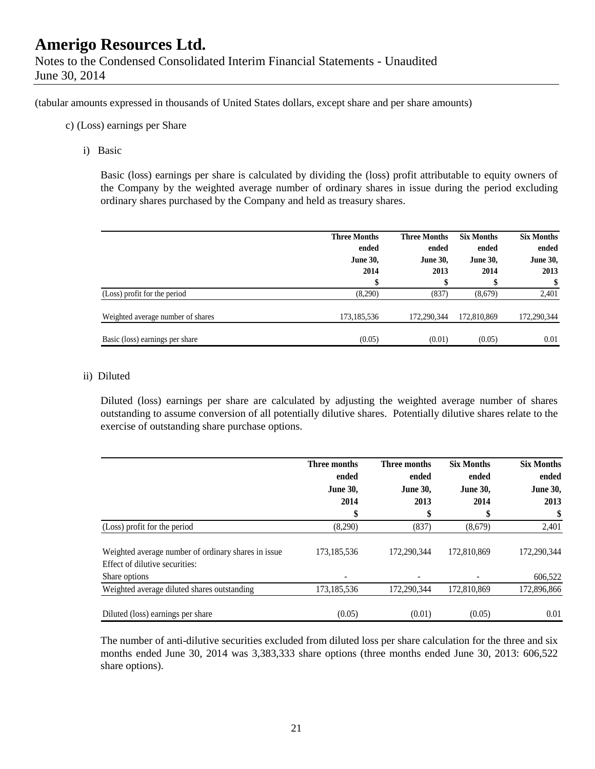(tabular amounts expressed in thousands of United States dollars, except share and per share amounts)

c) (Loss) earnings per Share

i) Basic

Basic (loss) earnings per share is calculated by dividing the (loss) profit attributable to equity owners of the Company by the weighted average number of ordinary shares in issue during the period excluding ordinary shares purchased by the Company and held as treasury shares.

| | Three Months ended June 30, 2014 | Three Months ended June 30, 2013 | Six Months ended June 30, 2014 | Six Months ended June 30, 2013 |
|---|---|---|---|---|
| | $ | $ | $ | $ |
| (Loss) profit for the period | (8,290) | (837) | (8,679) | 2,401 |
| Weighted average number of shares | 173,185,536 | 172,290,344 | 172,810,869 | 172,290,344 |
| Basic (loss) earnings per share | (0.05) | (0.01) | (0.05) | 0.01 |

ii) Diluted

Diluted (loss) earnings per share are calculated by adjusting the weighted average number of shares outstanding to assume conversion of all potentially dilutive shares. Potentially dilutive shares relate to the exercise of outstanding share purchase options.

| | Three months ended June 30, 2014 | Three months ended June 30, 2013 | Six Months ended June 30, 2014 | Six Months ended June 30, 2013 |
|---|---|---|---|---|
| | $ | $ | $ | $ |
| (Loss) profit for the period | (8,290) | (837) | (8,679) | 2,401 |
| Weighted average number of ordinary shares in issue | 173,185,536 | 172,290,344 | 172,810,869 | 172,290,344 |
| Effect of dilutive securities: | | | | |
| Share options | - | - | - | 606,522 |
| Weighted average diluted shares outstanding | 173,185,536 | 172,290,344 | 172,810,869 | 172,896,866 |
| Diluted (loss) earnings per share | (0.05) | (0.01) | (0.05) | 0.01 |

The number of anti-dilutive securities excluded from diluted loss per share calculation for the three and six months ended June 30, 2014 was 3,383,333 share options (three months ended June 30, 2013: 606,522 share options).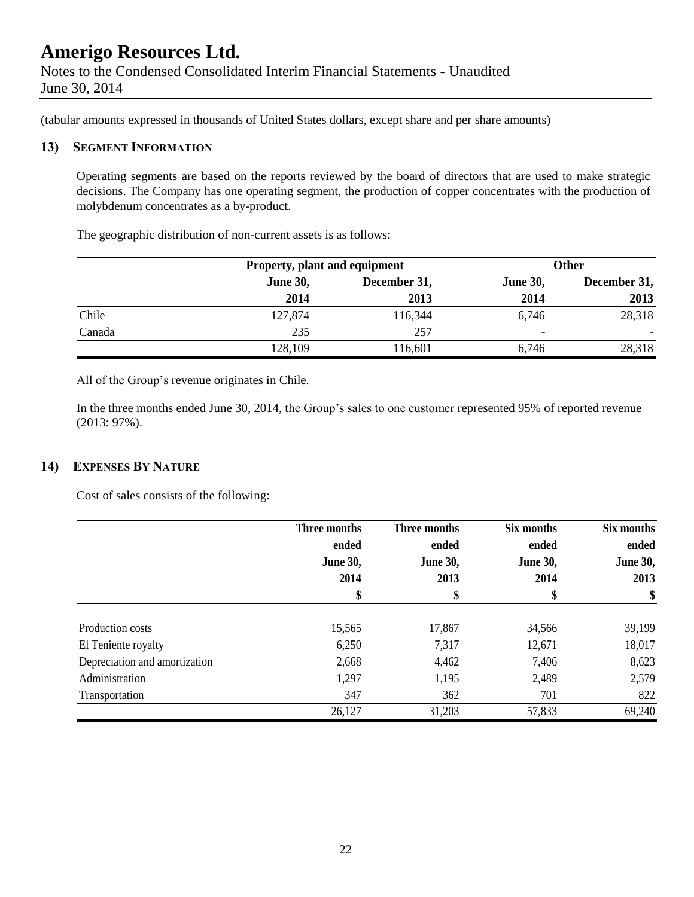# Amerigo Resources Ltd.

Notes to the Condensed Consolidated Interim Financial Statements - Unaudited
June 30, 2014

(tabular amounts expressed in thousands of United States dollars, except share and per share amounts)

## 13) Segment Information

Operating segments are based on the reports reviewed by the board of directors that are used to make strategic decisions. The Company has one operating segment, the production of copper concentrates with the production of molybdenum concentrates as a by-product.

The geographic distribution of non-current assets is as follows:

| | Property, plant and equipment | | Other | |
|---|---|---|---|---|
| | June 30, 2014 | December 31, 2013 | June 30, 2014 | December 31, 2013 |
| Chile | 127,874 | 116,344 | 6,746 | 28,318 |
| Canada | 235 | 257 | - | - |
| | 128,109 | 116,601 | 6,746 | 28,318 |

All of the Group's revenue originates in Chile.

In the three months ended June 30, 2014, the Group's sales to one customer represented 95% of reported revenue (2013: 97%).

## 14) Expenses By Nature

Cost of sales consists of the following:

| | Three months ended June 30, 2014 | Three months ended June 30, 2013 | Six months ended June 30, 2014 | Six months ended June 30, 2013 |
|---|---|---|---|---|
| | $ | $ | $ | $ |
| Production costs | 15,565 | 17,867 | 34,566 | 39,199 |
| El Teniente royalty | 6,250 | 7,317 | 12,671 | 18,017 |
| Depreciation and amortization | 2,668 | 4,462 | 7,406 | 8,623 |
| Administration | 1,297 | 1,195 | 2,489 | 2,579 |
| Transportation | 347 | 362 | 701 | 822 |
| | 26,127 | 31,203 | 57,833 | 69,240 |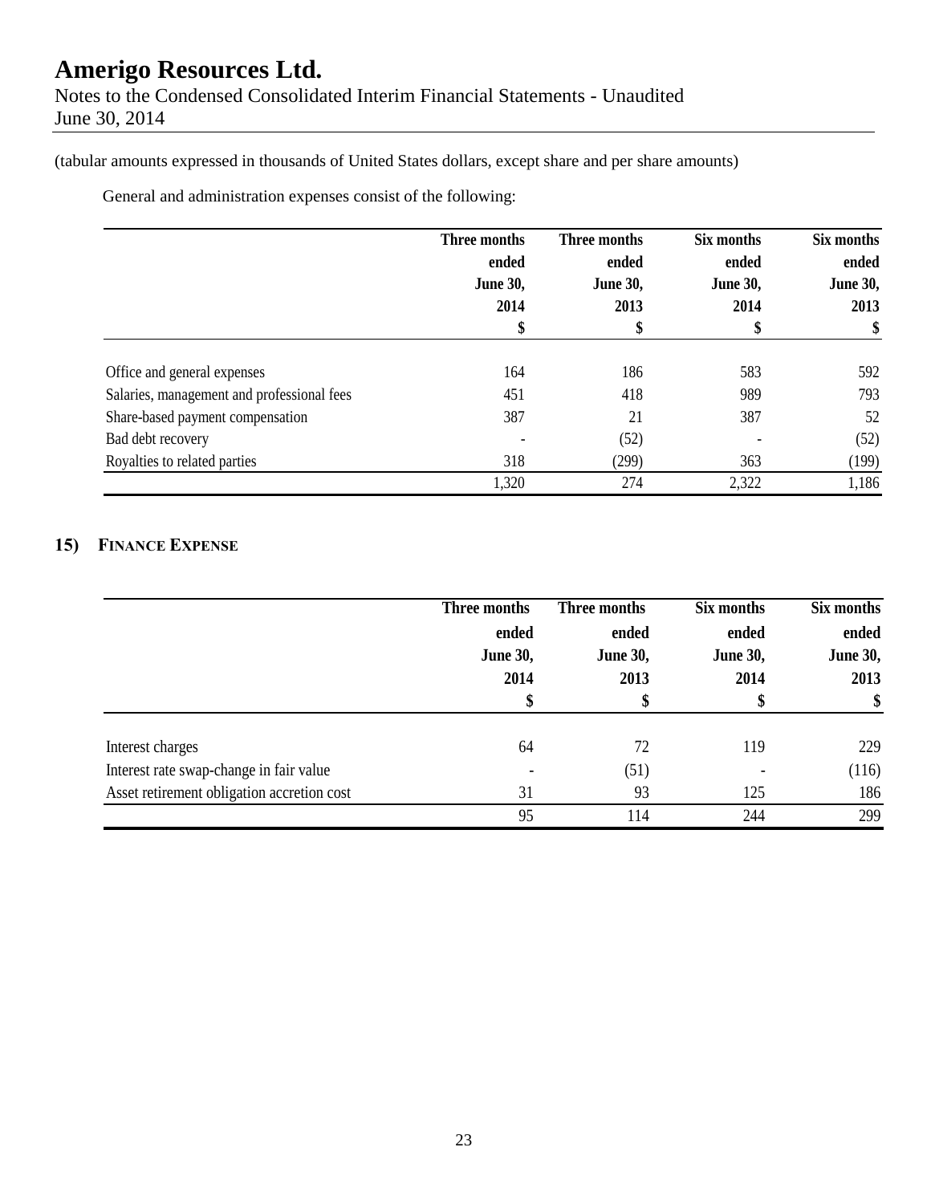(tabular amounts expressed in thousands of United States dollars, except share and per share amounts)

General and administration expenses consist of the following:

| | Three months ended June 30, 2014 $ | Three months ended June 30, 2013 $ | Six months ended June 30, 2014 $ | Six months ended June 30, 2013 $ |
|---|---|---|---|---|
| Office and general expenses | 164 | 186 | 583 | 592 |
| Salaries, management and professional fees | 451 | 418 | 989 | 793 |
| Share-based payment compensation | 387 | 21 | 387 | 52 |
| Bad debt recovery | - | (52) | - | (52) |
| Royalties to related parties | 318 | (299) | 363 | (199) |
| | 1,320 | 274 | 2,322 | 1,186 |

## 15) Finance Expense

| | Three months ended June 30, 2014 $ | Three months ended June 30, 2013 $ | Six months ended June 30, 2014 $ | Six months ended June 30, 2013 $ |
|---|---|---|---|---|
| Interest charges | 64 | 72 | 119 | 229 |
| Interest rate swap-change in fair value | - | (51) | - | (116) |
| Asset retirement obligation accretion cost | 31 | 93 | 125 | 186 |
| | 95 | 114 | 244 | 299 |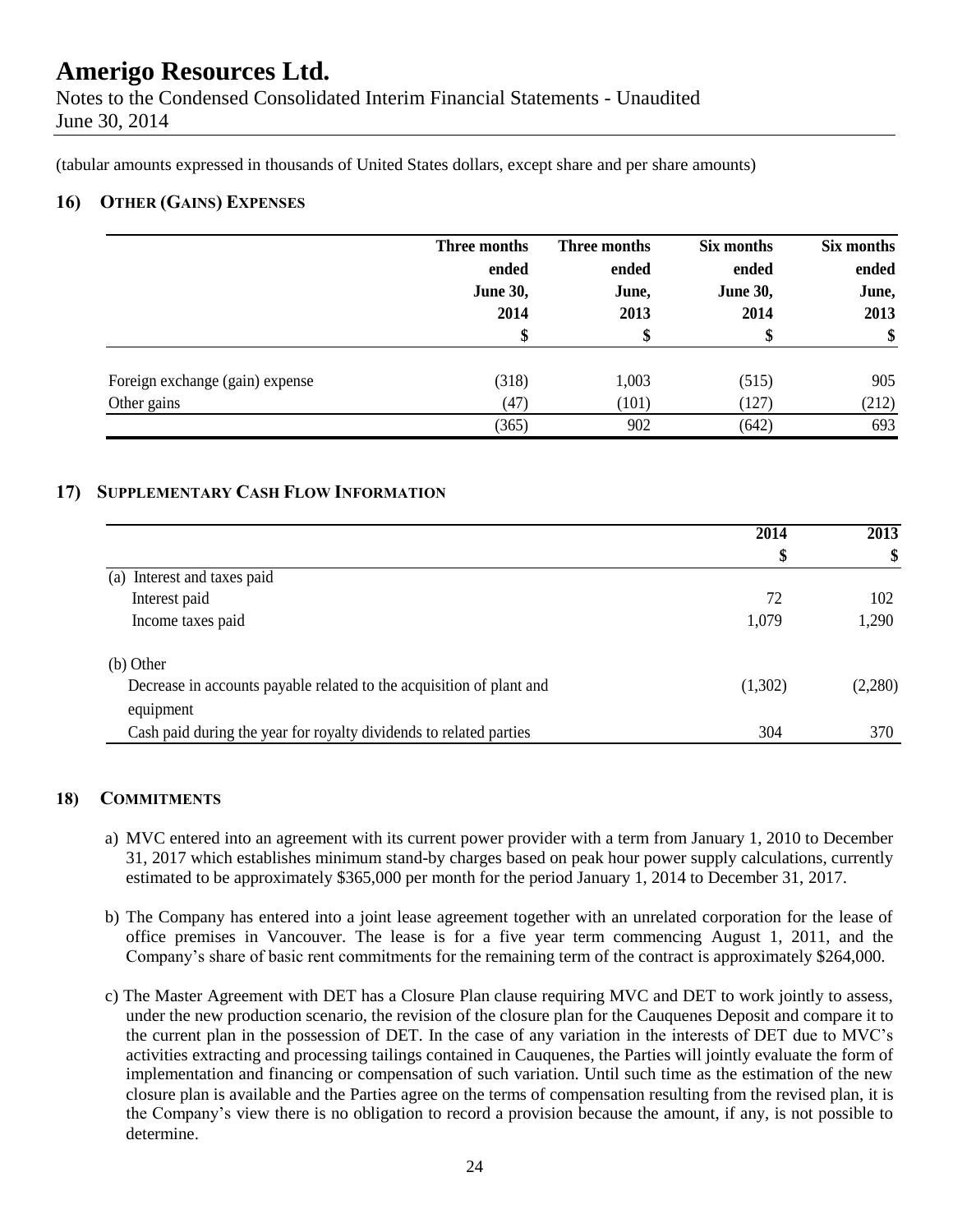(tabular amounts expressed in thousands of United States dollars, except share and per share amounts)

## 16) OTHER (GAINS) EXPENSES

| | Three months ended June 30, 2014 | Three months ended June, 2013 | Six months ended June 30, 2014 | Six months ended June, 2013 |
|---|---|---|---|---|
| | $ | $ | $ | $ |
| Foreign exchange (gain) expense | (318) | 1,003 | (515) | 905 |
| Other gains | (47) | (101) | (127) | (212) |
| | (365) | 902 | (642) | 693 |

## 17) SUPPLEMENTARY CASH FLOW INFORMATION

| | 2014 | 2013 |
|---|---|---|
| | $ | $ |
| (a) Interest and taxes paid | | |
| Interest paid | 72 | 102 |
| Income taxes paid | 1,079 | 1,290 |
| (b) Other | | |
| Decrease in accounts payable related to the acquisition of plant and equipment | (1,302) | (2,280) |
| Cash paid during the year for royalty dividends to related parties | 304 | 370 |

## 18) COMMITMENTS

a) MVC entered into an agreement with its current power provider with a term from January 1, 2010 to December 31, 2017 which establishes minimum stand-by charges based on peak hour power supply calculations, currently estimated to be approximately $365,000 per month for the period January 1, 2014 to December 31, 2017.

b) The Company has entered into a joint lease agreement together with an unrelated corporation for the lease of office premises in Vancouver. The lease is for a five year term commencing August 1, 2011, and the Company's share of basic rent commitments for the remaining term of the contract is approximately $264,000.

c) The Master Agreement with DET has a Closure Plan clause requiring MVC and DET to work jointly to assess, under the new production scenario, the revision of the closure plan for the Cauquenes Deposit and compare it to the current plan in the possession of DET. In the case of any variation in the interests of DET due to MVC's activities extracting and processing tailings contained in Cauquenes, the Parties will jointly evaluate the form of implementation and financing or compensation of such variation. Until such time as the estimation of the new closure plan is available and the Parties agree on the terms of compensation resulting from the revised plan, it is the Company's view there is no obligation to record a provision because the amount, if any, is not possible to determine.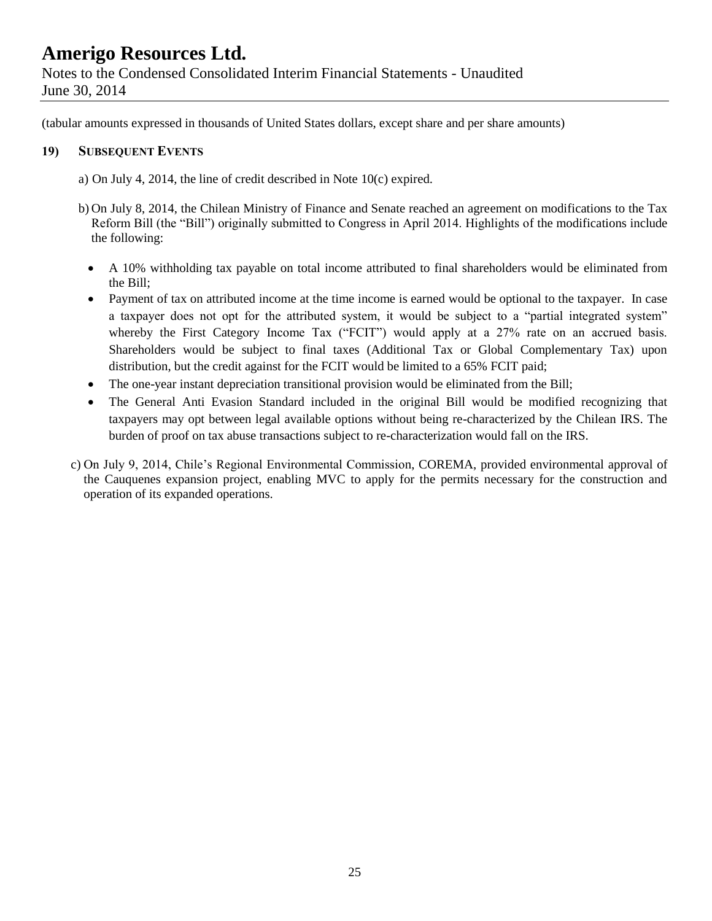(tabular amounts expressed in thousands of United States dollars, except share and per share amounts)

## 19) SUBSEQUENT EVENTS

a) On July 4, 2014, the line of credit described in Note 10(c) expired.

b) On July 8, 2014, the Chilean Ministry of Finance and Senate reached an agreement on modifications to the Tax Reform Bill (the "Bill") originally submitted to Congress in April 2014. Highlights of the modifications include the following:

- A 10% withholding tax payable on total income attributed to final shareholders would be eliminated from the Bill;
- Payment of tax on attributed income at the time income is earned would be optional to the taxpayer. In case a taxpayer does not opt for the attributed system, it would be subject to a "partial integrated system" whereby the First Category Income Tax ("FCIT") would apply at a 27% rate on an accrued basis. Shareholders would be subject to final taxes (Additional Tax or Global Complementary Tax) upon distribution, but the credit against for the FCIT would be limited to a 65% FCIT paid;
- The one-year instant depreciation transitional provision would be eliminated from the Bill;
- The General Anti Evasion Standard included in the original Bill would be modified recognizing that taxpayers may opt between legal available options without being re-characterized by the Chilean IRS. The burden of proof on tax abuse transactions subject to re-characterization would fall on the IRS.

c) On July 9, 2014, Chile's Regional Environmental Commission, COREMA, provided environmental approval of the Cauquenes expansion project, enabling MVC to apply for the permits necessary for the construction and operation of its expanded operations.